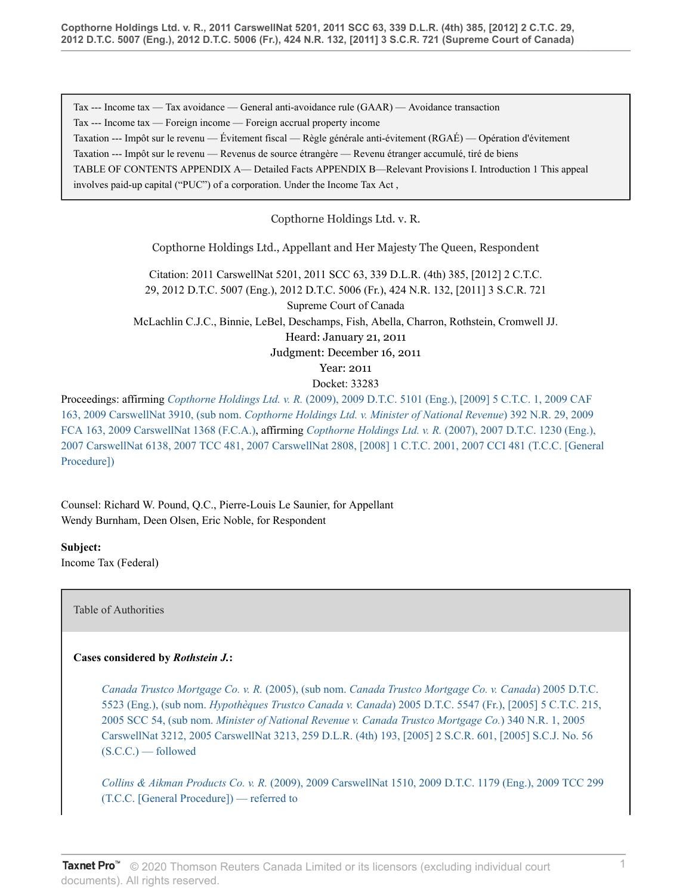Tax --- Income tax — Tax avoidance — General anti-avoidance rule (GAAR) — Avoidance transaction

Tax --- Income tax — Foreign income — Foreign accrual property income

Taxation --- Impôt sur le revenu — Évitement fiscal — Règle générale anti-évitement (RGAÉ) — Opération d'évitement

Taxation --- Impôt sur le revenu — Revenus de source étrangère — Revenu étranger accumulé, tiré de biens

TABLE OF CONTENTS APPENDIX A— Detailed Facts APPENDIX B—Relevant Provisions I. Introduction 1 This appeal involves paid-up capital ("PUC") of a corporation. Under the Income Tax Act ,

Copthorne Holdings Ltd. v. R.

Copthorne Holdings Ltd., Appellant and Her Majesty The Queen, Respondent

Citation: 2011 CarswellNat 5201, 2011 SCC 63, 339 D.L.R. (4th) 385, [2012] 2 C.T.C. 29, 2012 D.T.C. 5007 (Eng.), 2012 D.T.C. 5006 (Fr.), 424 N.R. 132, [2011] 3 S.C.R. 721

Supreme Court of Canada

McLachlin C.J.C., Binnie, LeBel, Deschamps, Fish, Abella, Charron, Rothstein, Cromwell JJ.

Heard: January 21, 2011

Judgment: December 16, 2011

Year: 2011

Docket: 33283

Proceedings: affirming *Copthorne Holdings Ltd. v. R.* (2009), 2009 D.T.C. 5101 (Eng.), [2009] 5 C.T.C. 1, 2009 CAF 163, 2009 CarswellNat 3910, (sub nom. *Copthorne Holdings Ltd. v. Minister of National Revenue*) 392 N.R. 29, 2009 FCA 163, 2009 CarswellNat 1368 (F.C.A.), affirming *Copthorne Holdings Ltd. v. R.* (2007), 2007 D.T.C. 1230 (Eng.), 2007 CarswellNat 6138, 2007 TCC 481, 2007 CarswellNat 2808, [2008] 1 C.T.C. 2001, 2007 CCI 481 (T.C.C. [General Procedure])

Counsel: Richard W. Pound, Q.C., Pierre-Louis Le Saunier, for Appellant

Wendy Burnham, Deen Olsen, Eric Noble, for Respondent

**Subject:**

Income Tax (Federal)

Table of Authorities

**Cases considered by *Rothstein J.*:**

*Canada Trustco Mortgage Co. v. R.* (2005), (sub nom. *Canada Trustco Mortgage Co. v. Canada*) 2005 D.T.C. 5523 (Eng.), (sub nom. *Hypothèques Trustco Canada v. Canada*) 2005 D.T.C. 5547 (Fr.), [2005] 5 C.T.C. 215, 2005 SCC 54, (sub nom. *Minister of National Revenue v. Canada Trustco Mortgage Co.*) 340 N.R. 1, 2005 CarswellNat 3212, 2005 CarswellNat 3213, 259 D.L.R. (4th) 193, [2005] 2 S.C.R. 601, [2005] S.C.J. No. 56 (S.C.C.) — followed

*Collins & Aikman Products Co. v. R.* (2009), 2009 CarswellNat 1510, 2009 D.T.C. 1179 (Eng.), 2009 TCC 299 (T.C.C. [General Procedure]) — referred to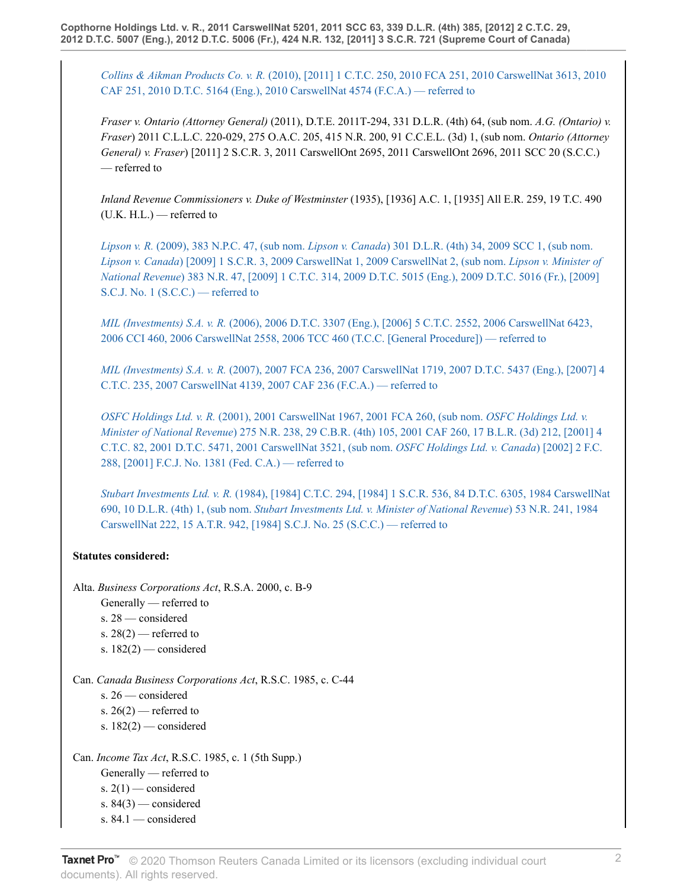*Collins & Aikman Products Co. v. R.* (2010), [2011] 1 C.T.C. 250, 2010 FCA 251, 2010 CarswellNat 3613, 2010 CAF 251, 2010 D.T.C. 5164 (Eng.), 2010 CarswellNat 4574 (F.C.A.) — referred to

*Fraser v. Ontario (Attorney General)* (2011), D.T.E. 2011T-294, 331 D.L.R. (4th) 64, (sub nom. *A.G. (Ontario) v. Fraser*) 2011 C.L.L.C. 220-029, 275 O.A.C. 205, 415 N.R. 200, 91 C.C.E.L. (3d) 1, (sub nom. *Ontario (Attorney General) v. Fraser*) [2011] 2 S.C.R. 3, 2011 CarswellOnt 2695, 2011 CarswellOnt 2696, 2011 SCC 20 (S.C.C.) — referred to

*Inland Revenue Commissioners v. Duke of Westminster* (1935), [1936] A.C. 1, [1935] All E.R. 259, 19 T.C. 490 (U.K. H.L.) — referred to

*Lipson v. R.* (2009), 383 N.P.C. 47, (sub nom. *Lipson v. Canada*) 301 D.L.R. (4th) 34, 2009 SCC 1, (sub nom. *Lipson v. Canada*) [2009] 1 S.C.R. 3, 2009 CarswellNat 1, 2009 CarswellNat 2, (sub nom. *Lipson v. Minister of National Revenue*) 383 N.R. 47, [2009] 1 C.T.C. 314, 2009 D.T.C. 5015 (Eng.), 2009 D.T.C. 5016 (Fr.), [2009] S.C.J. No. 1 (S.C.C.) — referred to

*MIL (Investments) S.A. v. R.* (2006), 2006 D.T.C. 3307 (Eng.), [2006] 5 C.T.C. 2552, 2006 CarswellNat 6423, 2006 CCI 460, 2006 CarswellNat 2558, 2006 TCC 460 (T.C.C. [General Procedure]) — referred to

*MIL (Investments) S.A. v. R.* (2007), 2007 FCA 236, 2007 CarswellNat 1719, 2007 D.T.C. 5437 (Eng.), [2007] 4 C.T.C. 235, 2007 CarswellNat 4139, 2007 CAF 236 (F.C.A.) — referred to

*OSFC Holdings Ltd. v. R.* (2001), 2001 CarswellNat 1967, 2001 FCA 260, (sub nom. *OSFC Holdings Ltd. v. Minister of National Revenue*) 275 N.R. 238, 29 C.B.R. (4th) 105, 2001 CAF 260, 17 B.L.R. (3d) 212, [2001] 4 C.T.C. 82, 2001 D.T.C. 5471, 2001 CarswellNat 3521, (sub nom. *OSFC Holdings Ltd. v. Canada*) [2002] 2 F.C. 288, [2001] F.C.J. No. 1381 (Fed. C.A.) — referred to

*Stubart Investments Ltd. v. R.* (1984), [1984] C.T.C. 294, [1984] 1 S.C.R. 536, 84 D.T.C. 6305, 1984 CarswellNat 690, 10 D.L.R. (4th) 1, (sub nom. *Stubart Investments Ltd. v. Minister of National Revenue*) 53 N.R. 241, 1984 CarswellNat 222, 15 A.T.R. 942, [1984] S.C.J. No. 25 (S.C.C.) — referred to

**Statutes considered:**

Alta. *Business Corporations Act*, R.S.A. 2000, c. B-9

- Generally — referred to
- s. 28 — considered
- s. 28(2) — referred to
- s. 182(2) — considered

Can. *Canada Business Corporations Act*, R.S.C. 1985, c. C-44

- s. 26 — considered
- s. 26(2) — referred to
- s. 182(2) — considered

Can. *Income Tax Act*, R.S.C. 1985, c. 1 (5th Supp.)

- Generally — referred to
- s. 2(1) — considered
- s. 84(3) — considered
- s. 84.1 — considered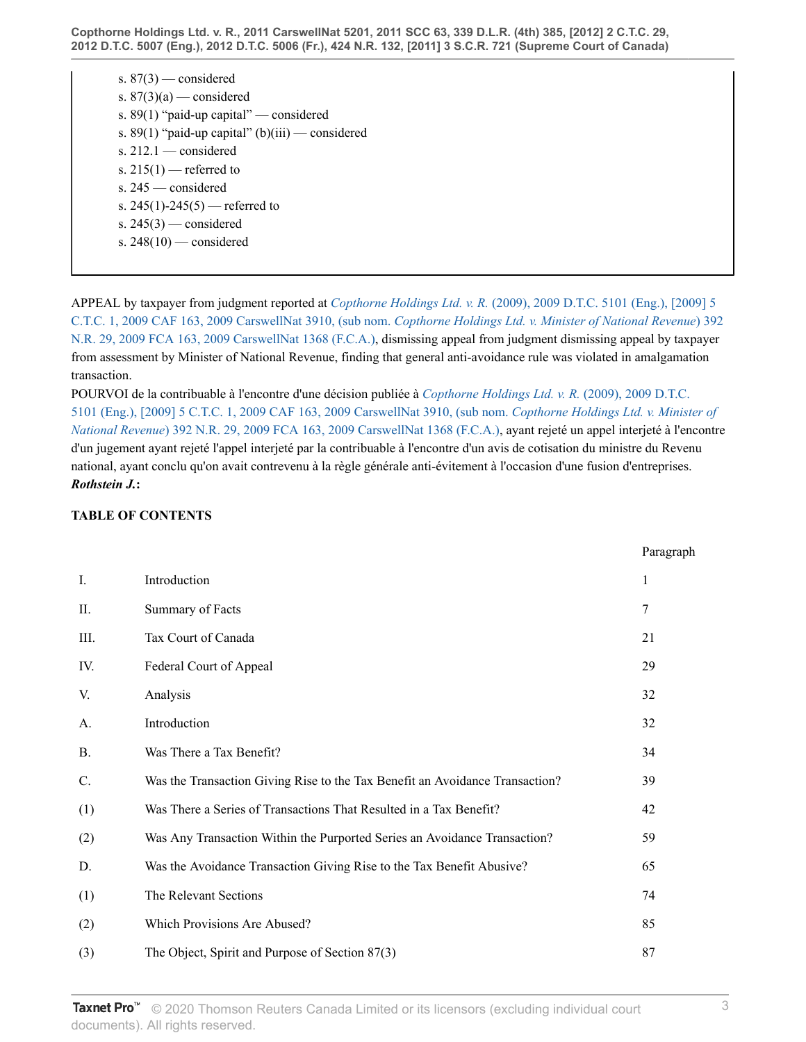s. 87(3) — considered
s. 87(3)(a) — considered
s. 89(1) "paid-up capital" — considered
s. 89(1) "paid-up capital" (b)(iii) — considered
s. 212.1 — considered
s. 215(1) — referred to
s. 245 — considered
s. 245(1)-245(5) — referred to
s. 245(3) — considered
s. 248(10) — considered

APPEAL by taxpayer from judgment reported at *Copthorne Holdings Ltd. v. R.* (2009), 2009 D.T.C. 5101 (Eng.), [2009] 5 C.T.C. 1, 2009 CAF 163, 2009 CarswellNat 3910, (sub nom. *Copthorne Holdings Ltd. v. Minister of National Revenue*) 392 N.R. 29, 2009 FCA 163, 2009 CarswellNat 1368 (F.C.A.), dismissing appeal from judgment dismissing appeal by taxpayer from assessment by Minister of National Revenue, finding that general anti-avoidance rule was violated in amalgamation transaction.

POURVOI de la contribuable à l'encontre d'une décision publiée à *Copthorne Holdings Ltd. v. R.* (2009), 2009 D.T.C. 5101 (Eng.), [2009] 5 C.T.C. 1, 2009 CAF 163, 2009 CarswellNat 3910, (sub nom. *Copthorne Holdings Ltd. v. Minister of National Revenue*) 392 N.R. 29, 2009 FCA 163, 2009 CarswellNat 1368 (F.C.A.), ayant rejeté un appel interjeté à l'encontre d'un jugement ayant rejeté l'appel interjeté par la contribuable à l'encontre d'un avis de cotisation du ministre du Revenu national, ayant conclu qu'on avait contrevenu à la règle générale anti-évitement à l'occasion d'une fusion d'entreprises.

***Rothstein J.*:**

**TABLE OF CONTENTS**

| | | Paragraph |
|---|---|---|
| I. | Introduction | 1 |
| II. | Summary of Facts | 7 |
| III. | Tax Court of Canada | 21 |
| IV. | Federal Court of Appeal | 29 |
| V. | Analysis | 32 |
| A. | Introduction | 32 |
| B. | Was There a Tax Benefit? | 34 |
| C. | Was the Transaction Giving Rise to the Tax Benefit an Avoidance Transaction? | 39 |
| (1) | Was There a Series of Transactions That Resulted in a Tax Benefit? | 42 |
| (2) | Was Any Transaction Within the Purported Series an Avoidance Transaction? | 59 |
| D. | Was the Avoidance Transaction Giving Rise to the Tax Benefit Abusive? | 65 |
| (1) | The Relevant Sections | 74 |
| (2) | Which Provisions Are Abused? | 85 |
| (3) | The Object, Spirit and Purpose of Section 87(3) | 87 |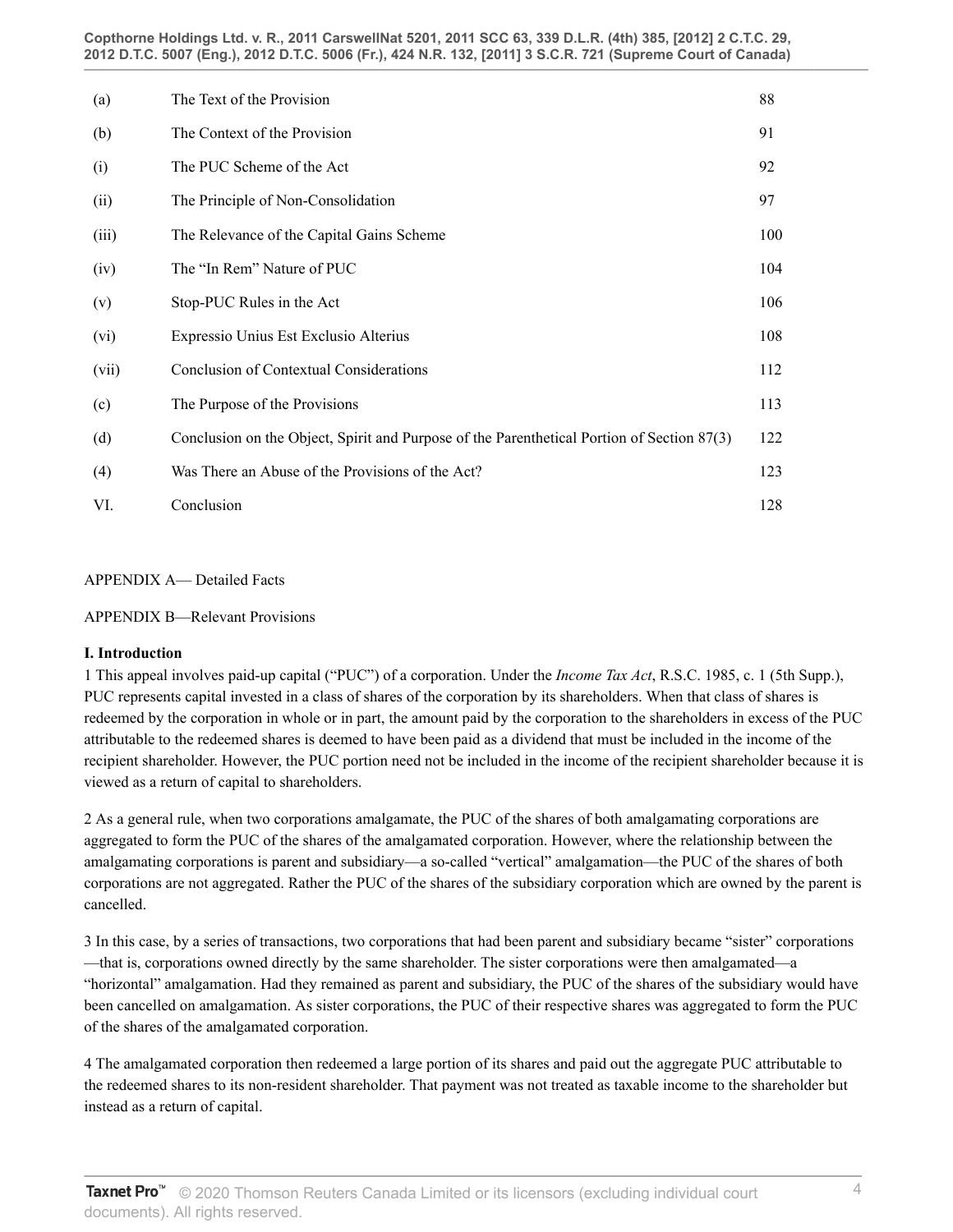| | | |
|---|---|---|
| (a) | The Text of the Provision | 88 |
| (b) | The Context of the Provision | 91 |
| (i) | The PUC Scheme of the Act | 92 |
| (ii) | The Principle of Non-Consolidation | 97 |
| (iii) | The Relevance of the Capital Gains Scheme | 100 |
| (iv) | The "In Rem" Nature of PUC | 104 |
| (v) | Stop-PUC Rules in the Act | 106 |
| (vi) | Expressio Unius Est Exclusio Alterius | 108 |
| (vii) | Conclusion of Contextual Considerations | 112 |
| (c) | The Purpose of the Provisions | 113 |
| (d) | Conclusion on the Object, Spirit and Purpose of the Parenthetical Portion of Section 87(3) | 122 |
| (4) | Was There an Abuse of the Provisions of the Act? | 123 |
| VI. | Conclusion | 128 |

APPENDIX A— Detailed Facts

APPENDIX B—Relevant Provisions

**I. Introduction**

1 This appeal involves paid-up capital ("PUC") of a corporation. Under the *Income Tax Act*, R.S.C. 1985, c. 1 (5th Supp.), PUC represents capital invested in a class of shares of the corporation by its shareholders. When that class of shares is redeemed by the corporation in whole or in part, the amount paid by the corporation to the shareholders in excess of the PUC attributable to the redeemed shares is deemed to have been paid as a dividend that must be included in the income of the recipient shareholder. However, the PUC portion need not be included in the income of the recipient shareholder because it is viewed as a return of capital to shareholders.

2 As a general rule, when two corporations amalgamate, the PUC of the shares of both amalgamating corporations are aggregated to form the PUC of the shares of the amalgamated corporation. However, where the relationship between the amalgamating corporations is parent and subsidiary—a so-called "vertical" amalgamation—the PUC of the shares of both corporations are not aggregated. Rather the PUC of the shares of the subsidiary corporation which are owned by the parent is cancelled.

3 In this case, by a series of transactions, two corporations that had been parent and subsidiary became "sister" corporations —that is, corporations owned directly by the same shareholder. The sister corporations were then amalgamated—a "horizontal" amalgamation. Had they remained as parent and subsidiary, the PUC of the shares of the subsidiary would have been cancelled on amalgamation. As sister corporations, the PUC of their respective shares was aggregated to form the PUC of the shares of the amalgamated corporation.

4 The amalgamated corporation then redeemed a large portion of its shares and paid out the aggregate PUC attributable to the redeemed shares to its non-resident shareholder. That payment was not treated as taxable income to the shareholder but instead as a return of capital.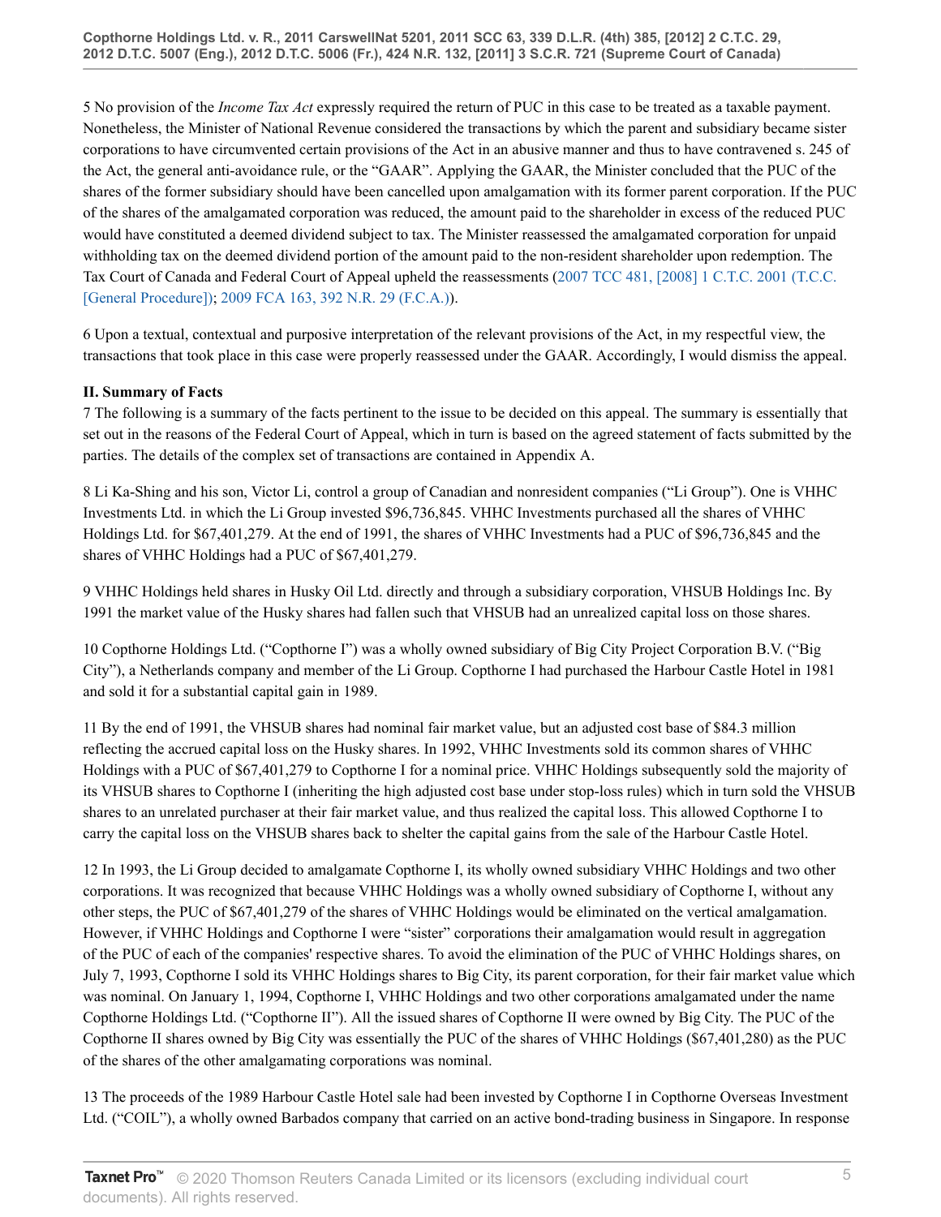5 No provision of the *Income Tax Act* expressly required the return of PUC in this case to be treated as a taxable payment. Nonetheless, the Minister of National Revenue considered the transactions by which the parent and subsidiary became sister corporations to have circumvented certain provisions of the Act in an abusive manner and thus to have contravened s. 245 of the Act, the general anti-avoidance rule, or the "GAAR". Applying the GAAR, the Minister concluded that the PUC of the shares of the former subsidiary should have been cancelled upon amalgamation with its former parent corporation. If the PUC of the shares of the amalgamated corporation was reduced, the amount paid to the shareholder in excess of the reduced PUC would have constituted a deemed dividend subject to tax. The Minister reassessed the amalgamated corporation for unpaid withholding tax on the deemed dividend portion of the amount paid to the non-resident shareholder upon redemption. The Tax Court of Canada and Federal Court of Appeal upheld the reassessments (2007 TCC 481, [2008] 1 C.T.C. 2001 (T.C.C. [General Procedure]); 2009 FCA 163, 392 N.R. 29 (F.C.A.)).

6 Upon a textual, contextual and purposive interpretation of the relevant provisions of the Act, in my respectful view, the transactions that took place in this case were properly reassessed under the GAAR. Accordingly, I would dismiss the appeal.

**II. Summary of Facts**

7 The following is a summary of the facts pertinent to the issue to be decided on this appeal. The summary is essentially that set out in the reasons of the Federal Court of Appeal, which in turn is based on the agreed statement of facts submitted by the parties. The details of the complex set of transactions are contained in Appendix A.

8 Li Ka-Shing and his son, Victor Li, control a group of Canadian and nonresident companies ("Li Group"). One is VHHC Investments Ltd. in which the Li Group invested $96,736,845. VHHC Investments purchased all the shares of VHHC Holdings Ltd. for $67,401,279. At the end of 1991, the shares of VHHC Investments had a PUC of $96,736,845 and the shares of VHHC Holdings had a PUC of $67,401,279.

9 VHHC Holdings held shares in Husky Oil Ltd. directly and through a subsidiary corporation, VHSUB Holdings Inc. By 1991 the market value of the Husky shares had fallen such that VHSUB had an unrealized capital loss on those shares.

10 Copthorne Holdings Ltd. ("Copthorne I") was a wholly owned subsidiary of Big City Project Corporation B.V. ("Big City"), a Netherlands company and member of the Li Group. Copthorne I had purchased the Harbour Castle Hotel in 1981 and sold it for a substantial capital gain in 1989.

11 By the end of 1991, the VHSUB shares had nominal fair market value, but an adjusted cost base of $84.3 million reflecting the accrued capital loss on the Husky shares. In 1992, VHHC Investments sold its common shares of VHHC Holdings with a PUC of $67,401,279 to Copthorne I for a nominal price. VHHC Holdings subsequently sold the majority of its VHSUB shares to Copthorne I (inheriting the high adjusted cost base under stop-loss rules) which in turn sold the VHSUB shares to an unrelated purchaser at their fair market value, and thus realized the capital loss. This allowed Copthorne I to carry the capital loss on the VHSUB shares back to shelter the capital gains from the sale of the Harbour Castle Hotel.

12 In 1993, the Li Group decided to amalgamate Copthorne I, its wholly owned subsidiary VHHC Holdings and two other corporations. It was recognized that because VHHC Holdings was a wholly owned subsidiary of Copthorne I, without any other steps, the PUC of $67,401,279 of the shares of VHHC Holdings would be eliminated on the vertical amalgamation. However, if VHHC Holdings and Copthorne I were "sister" corporations their amalgamation would result in aggregation of the PUC of each of the companies' respective shares. To avoid the elimination of the PUC of VHHC Holdings shares, on July 7, 1993, Copthorne I sold its VHHC Holdings shares to Big City, its parent corporation, for their fair market value which was nominal. On January 1, 1994, Copthorne I, VHHC Holdings and two other corporations amalgamated under the name Copthorne Holdings Ltd. ("Copthorne II"). All the issued shares of Copthorne II were owned by Big City. The PUC of the Copthorne II shares owned by Big City was essentially the PUC of the shares of VHHC Holdings ($67,401,280) as the PUC of the shares of the other amalgamating corporations was nominal.

13 The proceeds of the 1989 Harbour Castle Hotel sale had been invested by Copthorne I in Copthorne Overseas Investment Ltd. ("COIL"), a wholly owned Barbados company that carried on an active bond-trading business in Singapore. In response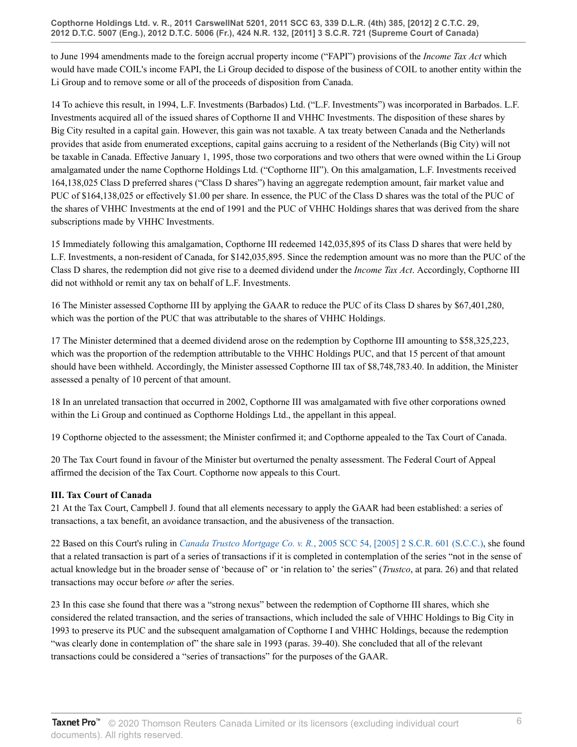to June 1994 amendments made to the foreign accrual property income ("FAPI") provisions of the *Income Tax Act* which would have made COIL's income FAPI, the Li Group decided to dispose of the business of COIL to another entity within the Li Group and to remove some or all of the proceeds of disposition from Canada.

14 To achieve this result, in 1994, L.F. Investments (Barbados) Ltd. ("L.F. Investments") was incorporated in Barbados. L.F. Investments acquired all of the issued shares of Copthorne II and VHHC Investments. The disposition of these shares by Big City resulted in a capital gain. However, this gain was not taxable. A tax treaty between Canada and the Netherlands provides that aside from enumerated exceptions, capital gains accruing to a resident of the Netherlands (Big City) will not be taxable in Canada. Effective January 1, 1995, those two corporations and two others that were owned within the Li Group amalgamated under the name Copthorne Holdings Ltd. ("Copthorne III"). On this amalgamation, L.F. Investments received 164,138,025 Class D preferred shares ("Class D shares") having an aggregate redemption amount, fair market value and PUC of $164,138,025 or effectively $1.00 per share. In essence, the PUC of the Class D shares was the total of the PUC of the shares of VHHC Investments at the end of 1991 and the PUC of VHHC Holdings shares that was derived from the share subscriptions made by VHHC Investments.

15 Immediately following this amalgamation, Copthorne III redeemed 142,035,895 of its Class D shares that were held by L.F. Investments, a non-resident of Canada, for $142,035,895. Since the redemption amount was no more than the PUC of the Class D shares, the redemption did not give rise to a deemed dividend under the *Income Tax Act*. Accordingly, Copthorne III did not withhold or remit any tax on behalf of L.F. Investments.

16 The Minister assessed Copthorne III by applying the GAAR to reduce the PUC of its Class D shares by $67,401,280, which was the portion of the PUC that was attributable to the shares of VHHC Holdings.

17 The Minister determined that a deemed dividend arose on the redemption by Copthorne III amounting to $58,325,223, which was the proportion of the redemption attributable to the VHHC Holdings PUC, and that 15 percent of that amount should have been withheld. Accordingly, the Minister assessed Copthorne III tax of $8,748,783.40. In addition, the Minister assessed a penalty of 10 percent of that amount.

18 In an unrelated transaction that occurred in 2002, Copthorne III was amalgamated with five other corporations owned within the Li Group and continued as Copthorne Holdings Ltd., the appellant in this appeal.

19 Copthorne objected to the assessment; the Minister confirmed it; and Copthorne appealed to the Tax Court of Canada.

20 The Tax Court found in favour of the Minister but overturned the penalty assessment. The Federal Court of Appeal affirmed the decision of the Tax Court. Copthorne now appeals to this Court.

**III. Tax Court of Canada**

21 At the Tax Court, Campbell J. found that all elements necessary to apply the GAAR had been established: a series of transactions, a tax benefit, an avoidance transaction, and the abusiveness of the transaction.

22 Based on this Court's ruling in *Canada Trustco Mortgage Co. v. R.*, 2005 SCC 54, [2005] 2 S.C.R. 601 (S.C.C.), she found that a related transaction is part of a series of transactions if it is completed in contemplation of the series "not in the sense of actual knowledge but in the broader sense of 'because of' or 'in relation to' the series" (*Trustco*, at para. 26) and that related transactions may occur before *or* after the series.

23 In this case she found that there was a "strong nexus" between the redemption of Copthorne III shares, which she considered the related transaction, and the series of transactions, which included the sale of VHHC Holdings to Big City in 1993 to preserve its PUC and the subsequent amalgamation of Copthorne I and VHHC Holdings, because the redemption "was clearly done in contemplation of" the share sale in 1993 (paras. 39-40). She concluded that all of the relevant transactions could be considered a "series of transactions" for the purposes of the GAAR.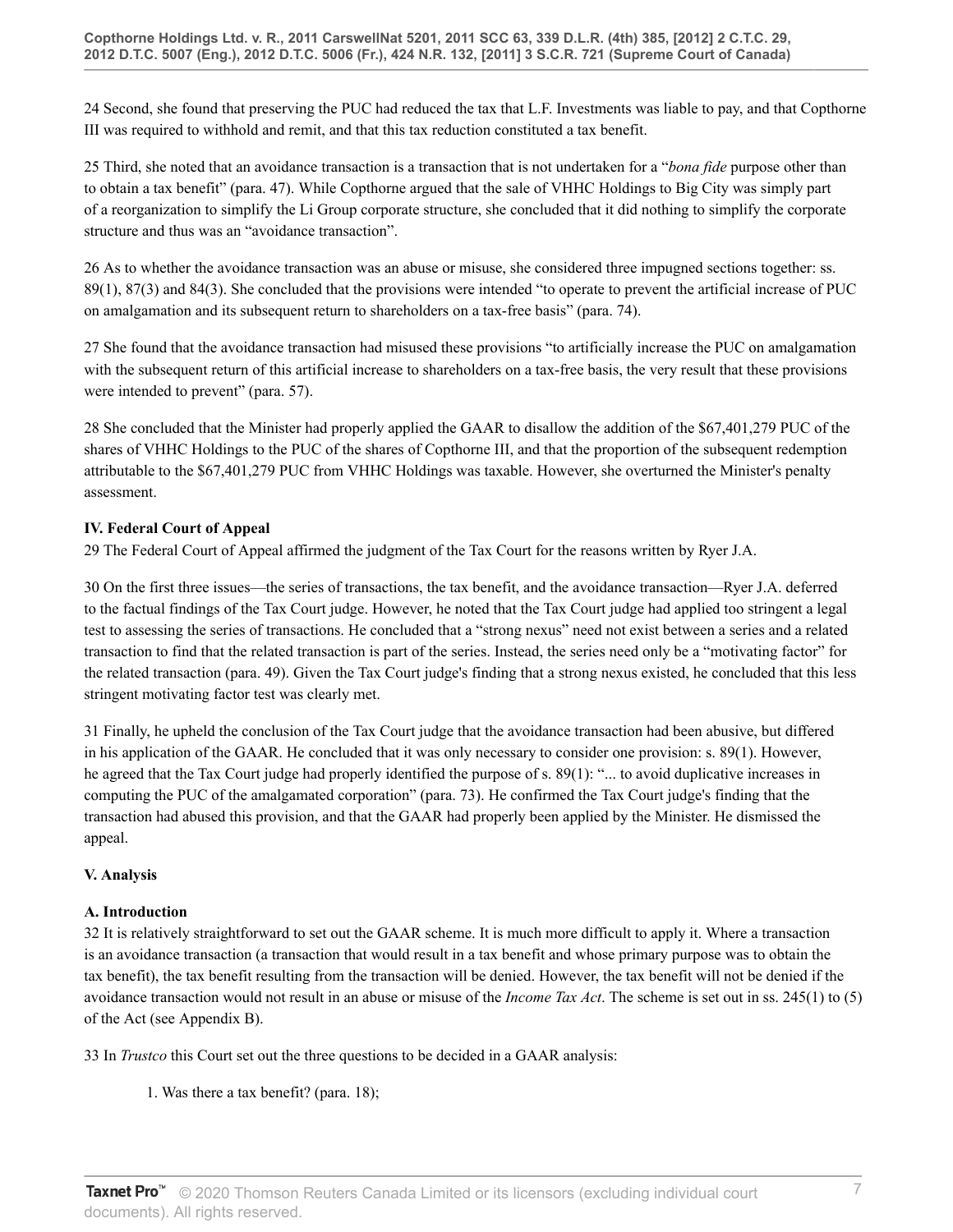24 Second, she found that preserving the PUC had reduced the tax that L.F. Investments was liable to pay, and that Copthorne III was required to withhold and remit, and that this tax reduction constituted a tax benefit.

25 Third, she noted that an avoidance transaction is a transaction that is not undertaken for a "*bona fide* purpose other than to obtain a tax benefit" (para. 47). While Copthorne argued that the sale of VHHC Holdings to Big City was simply part of a reorganization to simplify the Li Group corporate structure, she concluded that it did nothing to simplify the corporate structure and thus was an "avoidance transaction".

26 As to whether the avoidance transaction was an abuse or misuse, she considered three impugned sections together: ss. 89(1), 87(3) and 84(3). She concluded that the provisions were intended "to operate to prevent the artificial increase of PUC on amalgamation and its subsequent return to shareholders on a tax-free basis" (para. 74).

27 She found that the avoidance transaction had misused these provisions "to artificially increase the PUC on amalgamation with the subsequent return of this artificial increase to shareholders on a tax-free basis, the very result that these provisions were intended to prevent" (para. 57).

28 She concluded that the Minister had properly applied the GAAR to disallow the addition of the $67,401,279 PUC of the shares of VHHC Holdings to the PUC of the shares of Copthorne III, and that the proportion of the subsequent redemption attributable to the $67,401,279 PUC from VHHC Holdings was taxable. However, she overturned the Minister's penalty assessment.

### IV. Federal Court of Appeal

29 The Federal Court of Appeal affirmed the judgment of the Tax Court for the reasons written by Ryer J.A.

30 On the first three issues—the series of transactions, the tax benefit, and the avoidance transaction—Ryer J.A. deferred to the factual findings of the Tax Court judge. However, he noted that the Tax Court judge had applied too stringent a legal test to assessing the series of transactions. He concluded that a "strong nexus" need not exist between a series and a related transaction to find that the related transaction is part of the series. Instead, the series need only be a "motivating factor" for the related transaction (para. 49). Given the Tax Court judge's finding that a strong nexus existed, he concluded that this less stringent motivating factor test was clearly met.

31 Finally, he upheld the conclusion of the Tax Court judge that the avoidance transaction had been abusive, but differed in his application of the GAAR. He concluded that it was only necessary to consider one provision: s. 89(1). However, he agreed that the Tax Court judge had properly identified the purpose of s. 89(1): "... to avoid duplicative increases in computing the PUC of the amalgamated corporation" (para. 73). He confirmed the Tax Court judge's finding that the transaction had abused this provision, and that the GAAR had properly been applied by the Minister. He dismissed the appeal.

### V. Analysis

#### A. Introduction

32 It is relatively straightforward to set out the GAAR scheme. It is much more difficult to apply it. Where a transaction is an avoidance transaction (a transaction that would result in a tax benefit and whose primary purpose was to obtain the tax benefit), the tax benefit resulting from the transaction will be denied. However, the tax benefit will not be denied if the avoidance transaction would not result in an abuse or misuse of the *Income Tax Act*. The scheme is set out in ss. 245(1) to (5) of the Act (see Appendix B).

33 In *Trustco* this Court set out the three questions to be decided in a GAAR analysis:

1. Was there a tax benefit? (para. 18);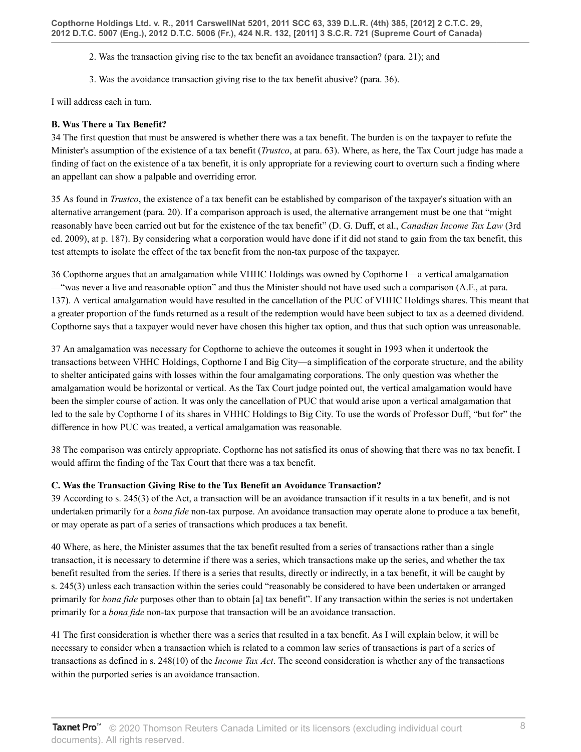2. Was the transaction giving rise to the tax benefit an avoidance transaction? (para. 21); and

3. Was the avoidance transaction giving rise to the tax benefit abusive? (para. 36).

I will address each in turn.

**B. Was There a Tax Benefit?**

34 The first question that must be answered is whether there was a tax benefit. The burden is on the taxpayer to refute the Minister's assumption of the existence of a tax benefit (*Trustco*, at para. 63). Where, as here, the Tax Court judge has made a finding of fact on the existence of a tax benefit, it is only appropriate for a reviewing court to overturn such a finding where an appellant can show a palpable and overriding error.

35 As found in *Trustco*, the existence of a tax benefit can be established by comparison of the taxpayer's situation with an alternative arrangement (para. 20). If a comparison approach is used, the alternative arrangement must be one that "might reasonably have been carried out but for the existence of the tax benefit" (D. G. Duff, et al., *Canadian Income Tax Law* (3rd ed. 2009), at p. 187). By considering what a corporation would have done if it did not stand to gain from the tax benefit, this test attempts to isolate the effect of the tax benefit from the non-tax purpose of the taxpayer.

36 Copthorne argues that an amalgamation while VHHC Holdings was owned by Copthorne I—a vertical amalgamation—"was never a live and reasonable option" and thus the Minister should not have used such a comparison (A.F., at para. 137). A vertical amalgamation would have resulted in the cancellation of the PUC of VHHC Holdings shares. This meant that a greater proportion of the funds returned as a result of the redemption would have been subject to tax as a deemed dividend. Copthorne says that a taxpayer would never have chosen this higher tax option, and thus that such option was unreasonable.

37 An amalgamation was necessary for Copthorne to achieve the outcomes it sought in 1993 when it undertook the transactions between VHHC Holdings, Copthorne I and Big City—a simplification of the corporate structure, and the ability to shelter anticipated gains with losses within the four amalgamating corporations. The only question was whether the amalgamation would be horizontal or vertical. As the Tax Court judge pointed out, the vertical amalgamation would have been the simpler course of action. It was only the cancellation of PUC that would arise upon a vertical amalgamation that led to the sale by Copthorne I of its shares in VHHC Holdings to Big City. To use the words of Professor Duff, "but for" the difference in how PUC was treated, a vertical amalgamation was reasonable.

38 The comparison was entirely appropriate. Copthorne has not satisfied its onus of showing that there was no tax benefit. I would affirm the finding of the Tax Court that there was a tax benefit.

**C. Was the Transaction Giving Rise to the Tax Benefit an Avoidance Transaction?**

39 According to s. 245(3) of the Act, a transaction will be an avoidance transaction if it results in a tax benefit, and is not undertaken primarily for a *bona fide* non-tax purpose. An avoidance transaction may operate alone to produce a tax benefit, or may operate as part of a series of transactions which produces a tax benefit.

40 Where, as here, the Minister assumes that the tax benefit resulted from a series of transactions rather than a single transaction, it is necessary to determine if there was a series, which transactions make up the series, and whether the tax benefit resulted from the series. If there is a series that results, directly or indirectly, in a tax benefit, it will be caught by s. 245(3) unless each transaction within the series could "reasonably be considered to have been undertaken or arranged primarily for *bona fide* purposes other than to obtain [a] tax benefit". If any transaction within the series is not undertaken primarily for a *bona fide* non-tax purpose that transaction will be an avoidance transaction.

41 The first consideration is whether there was a series that resulted in a tax benefit. As I will explain below, it will be necessary to consider when a transaction which is related to a common law series of transactions is part of a series of transactions as defined in s. 248(10) of the *Income Tax Act*. The second consideration is whether any of the transactions within the purported series is an avoidance transaction.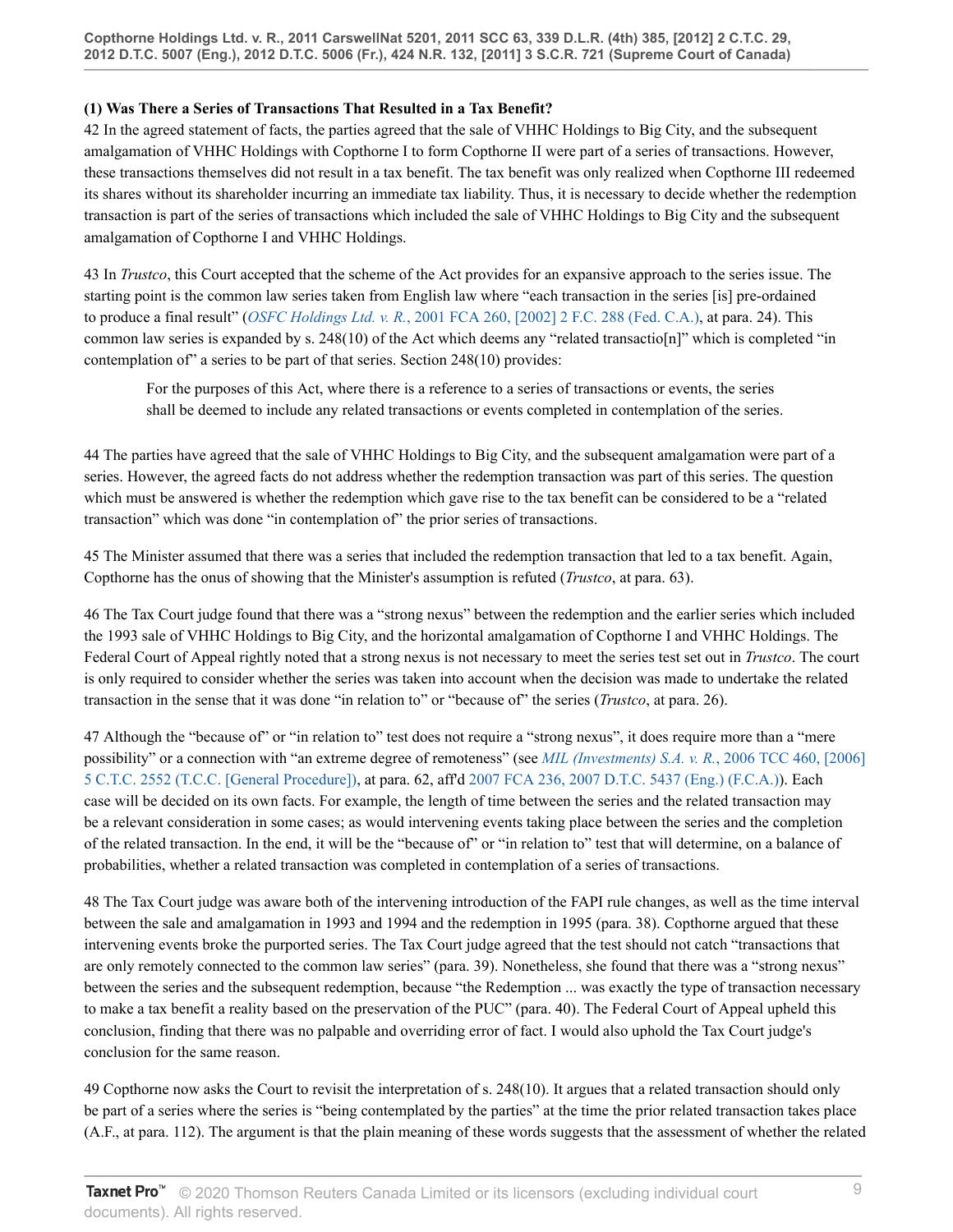**(1) Was There a Series of Transactions That Resulted in a Tax Benefit?**

42 In the agreed statement of facts, the parties agreed that the sale of VHHC Holdings to Big City, and the subsequent amalgamation of VHHC Holdings with Copthorne I to form Copthorne II were part of a series of transactions. However, these transactions themselves did not result in a tax benefit. The tax benefit was only realized when Copthorne III redeemed its shares without its shareholder incurring an immediate tax liability. Thus, it is necessary to decide whether the redemption transaction is part of the series of transactions which included the sale of VHHC Holdings to Big City and the subsequent amalgamation of Copthorne I and VHHC Holdings.

43 In *Trustco*, this Court accepted that the scheme of the Act provides for an expansive approach to the series issue. The starting point is the common law series taken from English law where "each transaction in the series [is] pre-ordained to produce a final result" (*OSFC Holdings Ltd. v. R.*, 2001 FCA 260, [2002] 2 F.C. 288 (Fed. C.A.), at para. 24). This common law series is expanded by s. 248(10) of the Act which deems any "related transactio[n]" which is completed "in contemplation of" a series to be part of that series. Section 248(10) provides:

> For the purposes of this Act, where there is a reference to a series of transactions or events, the series shall be deemed to include any related transactions or events completed in contemplation of the series.

44 The parties have agreed that the sale of VHHC Holdings to Big City, and the subsequent amalgamation were part of a series. However, the agreed facts do not address whether the redemption transaction was part of this series. The question which must be answered is whether the redemption which gave rise to the tax benefit can be considered to be a "related transaction" which was done "in contemplation of" the prior series of transactions.

45 The Minister assumed that there was a series that included the redemption transaction that led to a tax benefit. Again, Copthorne has the onus of showing that the Minister's assumption is refuted (*Trustco*, at para. 63).

46 The Tax Court judge found that there was a "strong nexus" between the redemption and the earlier series which included the 1993 sale of VHHC Holdings to Big City, and the horizontal amalgamation of Copthorne I and VHHC Holdings. The Federal Court of Appeal rightly noted that a strong nexus is not necessary to meet the series test set out in *Trustco*. The court is only required to consider whether the series was taken into account when the decision was made to undertake the related transaction in the sense that it was done "in relation to" or "because of" the series (*Trustco*, at para. 26).

47 Although the "because of" or "in relation to" test does not require a "strong nexus", it does require more than a "mere possibility" or a connection with "an extreme degree of remoteness" (see *MIL (Investments) S.A. v. R.*, 2006 TCC 460, [2006] 5 C.T.C. 2552 (T.C.C. [General Procedure]), at para. 62, aff'd 2007 FCA 236, 2007 D.T.C. 5437 (Eng.) (F.C.A.)). Each case will be decided on its own facts. For example, the length of time between the series and the related transaction may be a relevant consideration in some cases; as would intervening events taking place between the series and the completion of the related transaction. In the end, it will be the "because of" or "in relation to" test that will determine, on a balance of probabilities, whether a related transaction was completed in contemplation of a series of transactions.

48 The Tax Court judge was aware both of the intervening introduction of the FAPI rule changes, as well as the time interval between the sale and amalgamation in 1993 and 1994 and the redemption in 1995 (para. 38). Copthorne argued that these intervening events broke the purported series. The Tax Court judge agreed that the test should not catch "transactions that are only remotely connected to the common law series" (para. 39). Nonetheless, she found that there was a "strong nexus" between the series and the subsequent redemption, because "the Redemption ... was exactly the type of transaction necessary to make a tax benefit a reality based on the preservation of the PUC" (para. 40). The Federal Court of Appeal upheld this conclusion, finding that there was no palpable and overriding error of fact. I would also uphold the Tax Court judge's conclusion for the same reason.

49 Copthorne now asks the Court to revisit the interpretation of s. 248(10). It argues that a related transaction should only be part of a series where the series is "being contemplated by the parties" at the time the prior related transaction takes place (A.F., at para. 112). The argument is that the plain meaning of these words suggests that the assessment of whether the related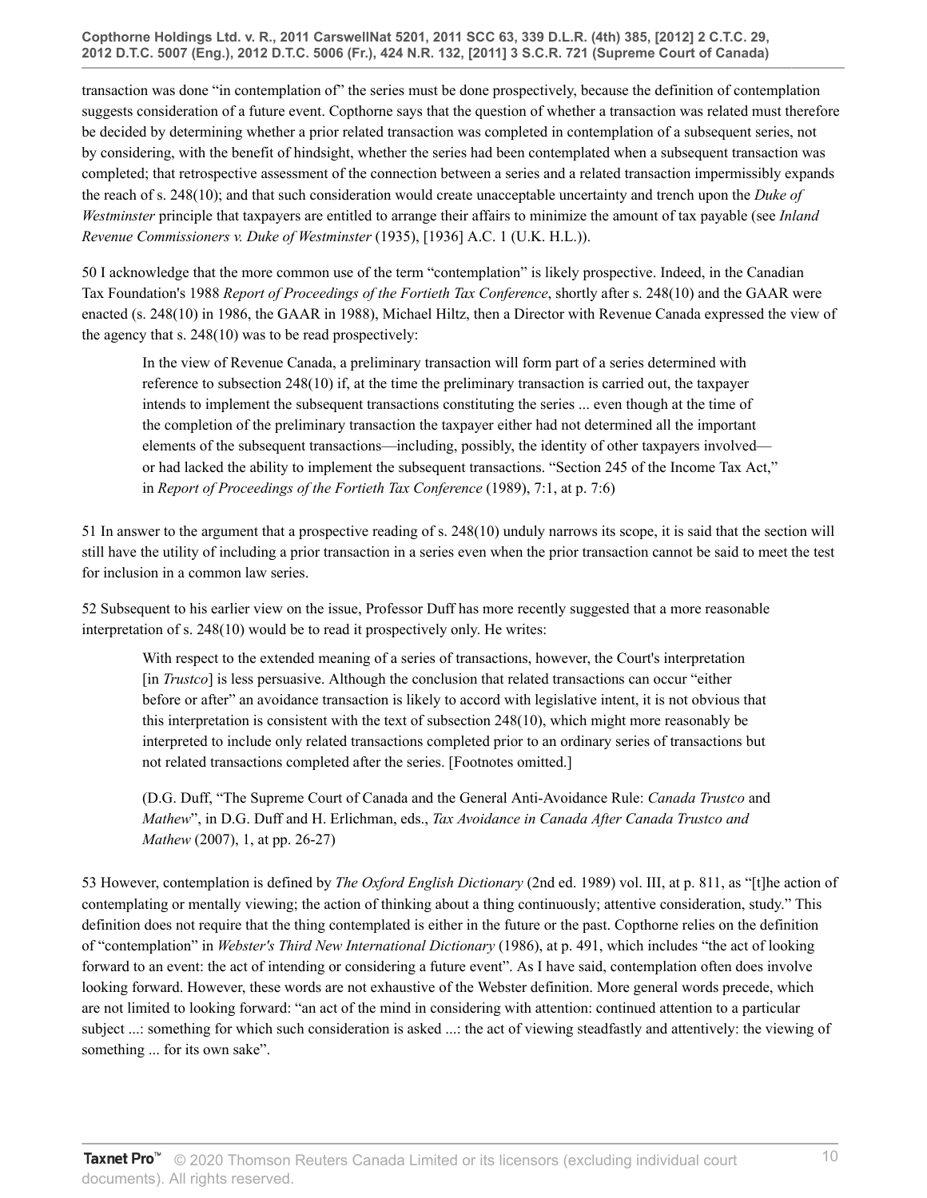transaction was done "in contemplation of" the series must be done prospectively, because the definition of contemplation suggests consideration of a future event. Copthorne says that the question of whether a transaction was related must therefore be decided by determining whether a prior related transaction was completed in contemplation of a subsequent series, not by considering, with the benefit of hindsight, whether the series had been contemplated when a subsequent transaction was completed; that retrospective assessment of the connection between a series and a related transaction impermissibly expands the reach of s. 248(10); and that such consideration would create unacceptable uncertainty and trench upon the *Duke of Westminster* principle that taxpayers are entitled to arrange their affairs to minimize the amount of tax payable (see *Inland Revenue Commissioners v. Duke of Westminster* (1935), [1936] A.C. 1 (U.K. H.L.)).

50 I acknowledge that the more common use of the term "contemplation" is likely prospective. Indeed, in the Canadian Tax Foundation's 1988 *Report of Proceedings of the Fortieth Tax Conference*, shortly after s. 248(10) and the GAAR were enacted (s. 248(10) in 1986, the GAAR in 1988), Michael Hiltz, then a Director with Revenue Canada expressed the view of the agency that s. 248(10) was to be read prospectively:

> In the view of Revenue Canada, a preliminary transaction will form part of a series determined with reference to subsection 248(10) if, at the time the preliminary transaction is carried out, the taxpayer intends to implement the subsequent transactions constituting the series ... even though at the time of the completion of the preliminary transaction the taxpayer either had not determined all the important elements of the subsequent transactions—including, possibly, the identity of other taxpayers involved—or had lacked the ability to implement the subsequent transactions. "Section 245 of the Income Tax Act," in *Report of Proceedings of the Fortieth Tax Conference* (1989), 7:1, at p. 7:6)

51 In answer to the argument that a prospective reading of s. 248(10) unduly narrows its scope, it is said that the section will still have the utility of including a prior transaction in a series even when the prior transaction cannot be said to meet the test for inclusion in a common law series.

52 Subsequent to his earlier view on the issue, Professor Duff has more recently suggested that a more reasonable interpretation of s. 248(10) would be to read it prospectively only. He writes:

> With respect to the extended meaning of a series of transactions, however, the Court's interpretation [in *Trustco*] is less persuasive. Although the conclusion that related transactions can occur "either before or after" an avoidance transaction is likely to accord with legislative intent, it is not obvious that this interpretation is consistent with the text of subsection 248(10), which might more reasonably be interpreted to include only related transactions completed prior to an ordinary series of transactions but not related transactions completed after the series. [Footnotes omitted.]
>
> (D.G. Duff, "The Supreme Court of Canada and the General Anti-Avoidance Rule: *Canada Trustco* and *Mathew*", in D.G. Duff and H. Erlichman, eds., *Tax Avoidance in Canada After Canada Trustco and Mathew* (2007), 1, at pp. 26-27)

53 However, contemplation is defined by *The Oxford English Dictionary* (2nd ed. 1989) vol. III, at p. 811, as "[t]he action of contemplating or mentally viewing; the action of thinking about a thing continuously; attentive consideration, study." This definition does not require that the thing contemplated is either in the future or the past. Copthorne relies on the definition of "contemplation" in *Webster's Third New International Dictionary* (1986), at p. 491, which includes "the act of looking forward to an event: the act of intending or considering a future event". As I have said, contemplation often does involve looking forward. However, these words are not exhaustive of the Webster definition. More general words precede, which are not limited to looking forward: "an act of the mind in considering with attention: continued attention to a particular subject ...: something for which such consideration is asked ...: the act of viewing steadfastly and attentively: the viewing of something ... for its own sake".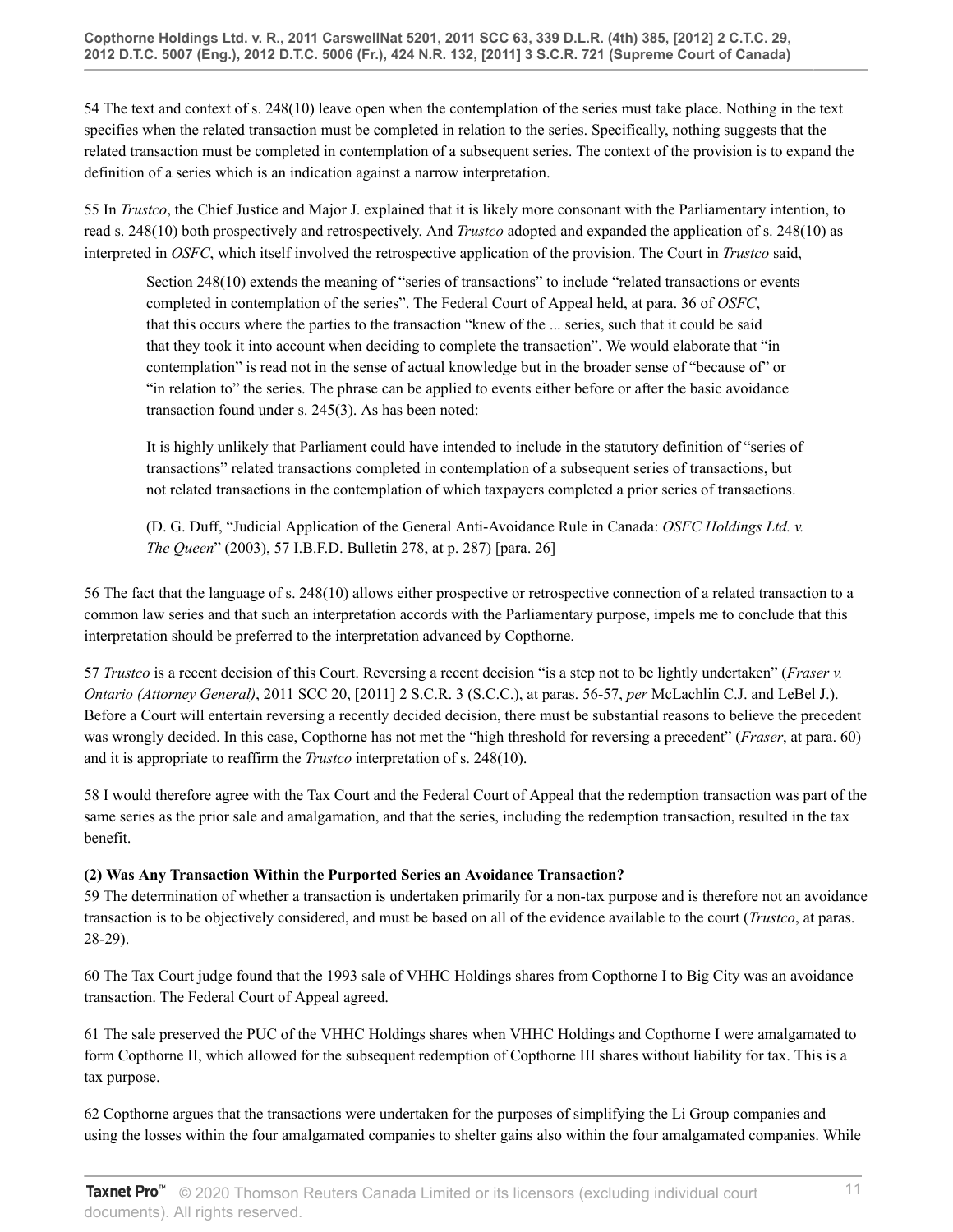54 The text and context of s. 248(10) leave open when the contemplation of the series must take place. Nothing in the text specifies when the related transaction must be completed in relation to the series. Specifically, nothing suggests that the related transaction must be completed in contemplation of a subsequent series. The context of the provision is to expand the definition of a series which is an indication against a narrow interpretation.

55 In *Trustco*, the Chief Justice and Major J. explained that it is likely more consonant with the Parliamentary intention, to read s. 248(10) both prospectively and retrospectively. And *Trustco* adopted and expanded the application of s. 248(10) as interpreted in *OSFC*, which itself involved the retrospective application of the provision. The Court in *Trustco* said,

> Section 248(10) extends the meaning of "series of transactions" to include "related transactions or events completed in contemplation of the series". The Federal Court of Appeal held, at para. 36 of *OSFC*, that this occurs where the parties to the transaction "knew of the ... series, such that it could be said that they took it into account when deciding to complete the transaction". We would elaborate that "in contemplation" is read not in the sense of actual knowledge but in the broader sense of "because of" or "in relation to" the series. The phrase can be applied to events either before or after the basic avoidance transaction found under s. 245(3). As has been noted:
>
> It is highly unlikely that Parliament could have intended to include in the statutory definition of "series of transactions" related transactions completed in contemplation of a subsequent series of transactions, but not related transactions in the contemplation of which taxpayers completed a prior series of transactions.
>
> (D. G. Duff, "Judicial Application of the General Anti-Avoidance Rule in Canada: *OSFC Holdings Ltd. v. The Queen*" (2003), 57 I.B.F.D. Bulletin 278, at p. 287) [para. 26]

56 The fact that the language of s. 248(10) allows either prospective or retrospective connection of a related transaction to a common law series and that such an interpretation accords with the Parliamentary purpose, impels me to conclude that this interpretation should be preferred to the interpretation advanced by Copthorne.

57 *Trustco* is a recent decision of this Court. Reversing a recent decision "is a step not to be lightly undertaken" (*Fraser v. Ontario (Attorney General)*, 2011 SCC 20, [2011] 2 S.C.R. 3 (S.C.C.), at paras. 56-57, *per* McLachlin C.J. and LeBel J.). Before a Court will entertain reversing a recently decided decision, there must be substantial reasons to believe the precedent was wrongly decided. In this case, Copthorne has not met the "high threshold for reversing a precedent" (*Fraser*, at para. 60) and it is appropriate to reaffirm the *Trustco* interpretation of s. 248(10).

58 I would therefore agree with the Tax Court and the Federal Court of Appeal that the redemption transaction was part of the same series as the prior sale and amalgamation, and that the series, including the redemption transaction, resulted in the tax benefit.

**(2) Was Any Transaction Within the Purported Series an Avoidance Transaction?**

59 The determination of whether a transaction is undertaken primarily for a non-tax purpose and is therefore not an avoidance transaction is to be objectively considered, and must be based on all of the evidence available to the court (*Trustco*, at paras. 28-29).

60 The Tax Court judge found that the 1993 sale of VHHC Holdings shares from Copthorne I to Big City was an avoidance transaction. The Federal Court of Appeal agreed.

61 The sale preserved the PUC of the VHHC Holdings shares when VHHC Holdings and Copthorne I were amalgamated to form Copthorne II, which allowed for the subsequent redemption of Copthorne III shares without liability for tax. This is a tax purpose.

62 Copthorne argues that the transactions were undertaken for the purposes of simplifying the Li Group companies and using the losses within the four amalgamated companies to shelter gains also within the four amalgamated companies. While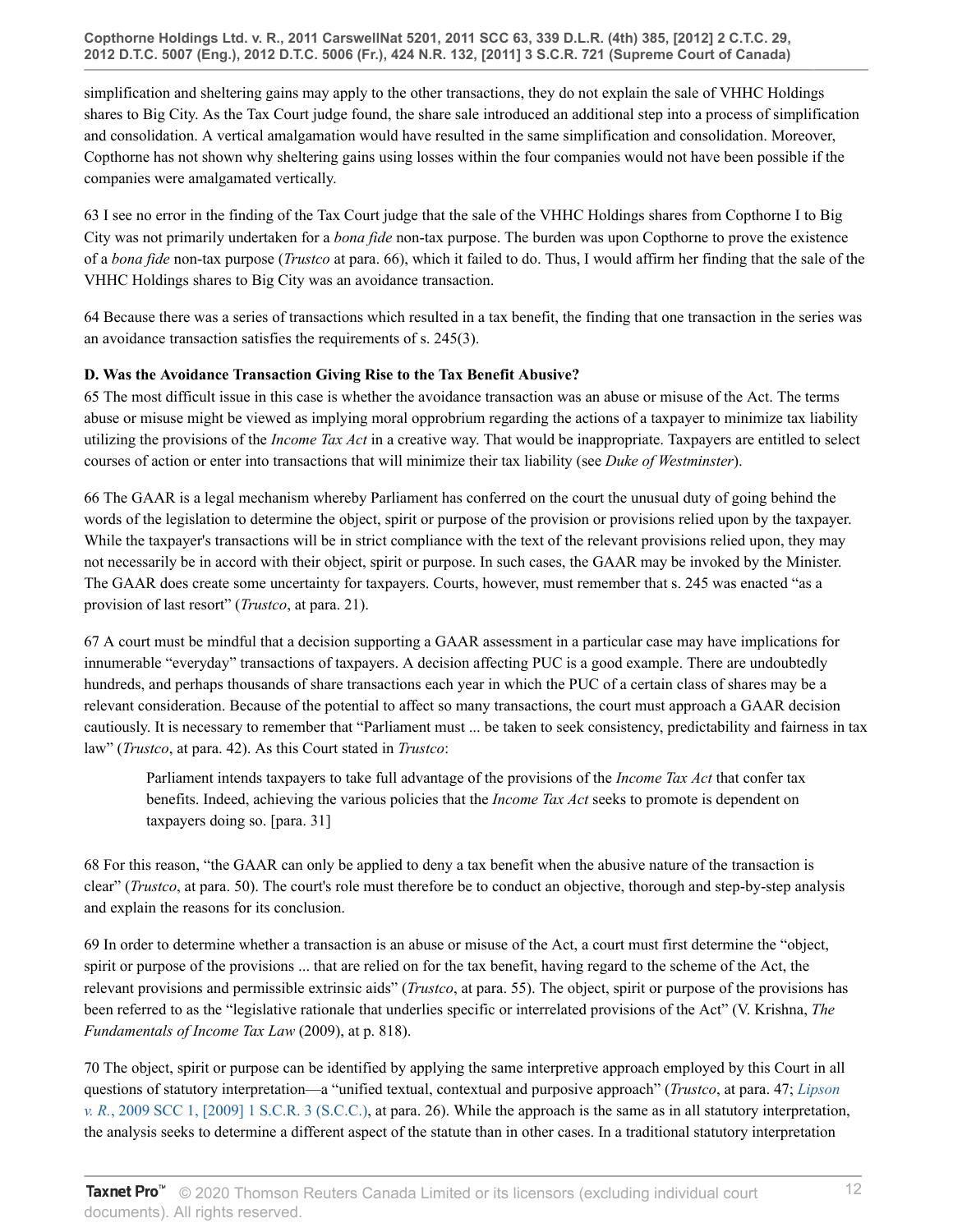simplification and sheltering gains may apply to the other transactions, they do not explain the sale of VHHC Holdings shares to Big City. As the Tax Court judge found, the share sale introduced an additional step into a process of simplification and consolidation. A vertical amalgamation would have resulted in the same simplification and consolidation. Moreover, Copthorne has not shown why sheltering gains using losses within the four companies would not have been possible if the companies were amalgamated vertically.

63 I see no error in the finding of the Tax Court judge that the sale of the VHHC Holdings shares from Copthorne I to Big City was not primarily undertaken for a *bona fide* non-tax purpose. The burden was upon Copthorne to prove the existence of a *bona fide* non-tax purpose (*Trustco* at para. 66), which it failed to do. Thus, I would affirm her finding that the sale of the VHHC Holdings shares to Big City was an avoidance transaction.

64 Because there was a series of transactions which resulted in a tax benefit, the finding that one transaction in the series was an avoidance transaction satisfies the requirements of s. 245(3).

**D. Was the Avoidance Transaction Giving Rise to the Tax Benefit Abusive?**

65 The most difficult issue in this case is whether the avoidance transaction was an abuse or misuse of the Act. The terms abuse or misuse might be viewed as implying moral opprobrium regarding the actions of a taxpayer to minimize tax liability utilizing the provisions of the *Income Tax Act* in a creative way. That would be inappropriate. Taxpayers are entitled to select courses of action or enter into transactions that will minimize their tax liability (see *Duke of Westminster*).

66 The GAAR is a legal mechanism whereby Parliament has conferred on the court the unusual duty of going behind the words of the legislation to determine the object, spirit or purpose of the provision or provisions relied upon by the taxpayer. While the taxpayer's transactions will be in strict compliance with the text of the relevant provisions relied upon, they may not necessarily be in accord with their object, spirit or purpose. In such cases, the GAAR may be invoked by the Minister. The GAAR does create some uncertainty for taxpayers. Courts, however, must remember that s. 245 was enacted "as a provision of last resort" (*Trustco*, at para. 21).

67 A court must be mindful that a decision supporting a GAAR assessment in a particular case may have implications for innumerable "everyday" transactions of taxpayers. A decision affecting PUC is a good example. There are undoubtedly hundreds, and perhaps thousands of share transactions each year in which the PUC of a certain class of shares may be a relevant consideration. Because of the potential to affect so many transactions, the court must approach a GAAR decision cautiously. It is necessary to remember that "Parliament must ... be taken to seek consistency, predictability and fairness in tax law" (*Trustco*, at para. 42). As this Court stated in *Trustco*:

> Parliament intends taxpayers to take full advantage of the provisions of the *Income Tax Act* that confer tax benefits. Indeed, achieving the various policies that the *Income Tax Act* seeks to promote is dependent on taxpayers doing so. [para. 31]

68 For this reason, "the GAAR can only be applied to deny a tax benefit when the abusive nature of the transaction is clear" (*Trustco*, at para. 50). The court's role must therefore be to conduct an objective, thorough and step-by-step analysis and explain the reasons for its conclusion.

69 In order to determine whether a transaction is an abuse or misuse of the Act, a court must first determine the "object, spirit or purpose of the provisions ... that are relied on for the tax benefit, having regard to the scheme of the Act, the relevant provisions and permissible extrinsic aids" (*Trustco*, at para. 55). The object, spirit or purpose of the provisions has been referred to as the "legislative rationale that underlies specific or interrelated provisions of the Act" (V. Krishna, *The Fundamentals of Income Tax Law* (2009), at p. 818).

70 The object, spirit or purpose can be identified by applying the same interpretive approach employed by this Court in all questions of statutory interpretation—a "unified textual, contextual and purposive approach" (*Trustco*, at para. 47; *Lipson v. R.*, 2009 SCC 1, [2009] 1 S.C.R. 3 (S.C.C.), at para. 26). While the approach is the same as in all statutory interpretation, the analysis seeks to determine a different aspect of the statute than in other cases. In a traditional statutory interpretation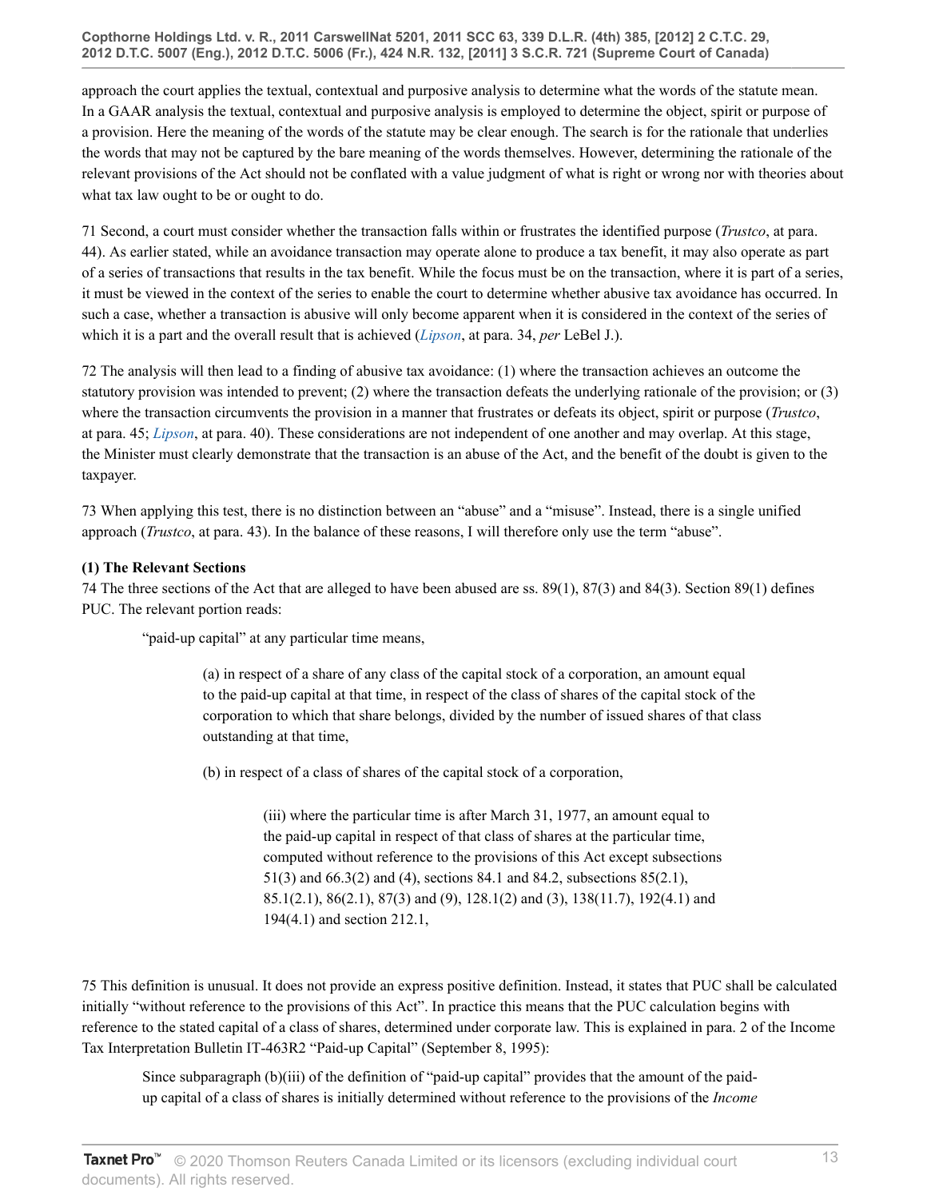approach the court applies the textual, contextual and purposive analysis to determine what the words of the statute mean. In a GAAR analysis the textual, contextual and purposive analysis is employed to determine the object, spirit or purpose of a provision. Here the meaning of the words of the statute may be clear enough. The search is for the rationale that underlies the words that may not be captured by the bare meaning of the words themselves. However, determining the rationale of the relevant provisions of the Act should not be conflated with a value judgment of what is right or wrong nor with theories about what tax law ought to be or ought to do.

71 Second, a court must consider whether the transaction falls within or frustrates the identified purpose (*Trustco*, at para. 44). As earlier stated, while an avoidance transaction may operate alone to produce a tax benefit, it may also operate as part of a series of transactions that results in the tax benefit. While the focus must be on the transaction, where it is part of a series, it must be viewed in the context of the series to enable the court to determine whether abusive tax avoidance has occurred. In such a case, whether a transaction is abusive will only become apparent when it is considered in the context of the series of which it is a part and the overall result that is achieved (*Lipson*, at para. 34, *per* LeBel J.).

72 The analysis will then lead to a finding of abusive tax avoidance: (1) where the transaction achieves an outcome the statutory provision was intended to prevent; (2) where the transaction defeats the underlying rationale of the provision; or (3) where the transaction circumvents the provision in a manner that frustrates or defeats its object, spirit or purpose (*Trustco*, at para. 45; *Lipson*, at para. 40). These considerations are not independent of one another and may overlap. At this stage, the Minister must clearly demonstrate that the transaction is an abuse of the Act, and the benefit of the doubt is given to the taxpayer.

73 When applying this test, there is no distinction between an "abuse" and a "misuse". Instead, there is a single unified approach (*Trustco*, at para. 43). In the balance of these reasons, I will therefore only use the term "abuse".

**(1) The Relevant Sections**

74 The three sections of the Act that are alleged to have been abused are ss. 89(1), 87(3) and 84(3). Section 89(1) defines PUC. The relevant portion reads:

> "paid-up capital" at any particular time means,
>
> > (a) in respect of a share of any class of the capital stock of a corporation, an amount equal to the paid-up capital at that time, in respect of the class of shares of the capital stock of the corporation to which that share belongs, divided by the number of issued shares of that class outstanding at that time,
> >
> > (b) in respect of a class of shares of the capital stock of a corporation,
> >
> > > (iii) where the particular time is after March 31, 1977, an amount equal to the paid-up capital in respect of that class of shares at the particular time, computed without reference to the provisions of this Act except subsections 51(3) and 66.3(2) and (4), sections 84.1 and 84.2, subsections 85(2.1), 85.1(2.1), 86(2.1), 87(3) and (9), 128.1(2) and (3), 138(11.7), 192(4.1) and 194(4.1) and section 212.1,

75 This definition is unusual. It does not provide an express positive definition. Instead, it states that PUC shall be calculated initially "without reference to the provisions of this Act". In practice this means that the PUC calculation begins with reference to the stated capital of a class of shares, determined under corporate law. This is explained in para. 2 of the Income Tax Interpretation Bulletin IT-463R2 "Paid-up Capital" (September 8, 1995):

> Since subparagraph (b)(iii) of the definition of "paid-up capital" provides that the amount of the paid-up capital of a class of shares is initially determined without reference to the provisions of the *Income*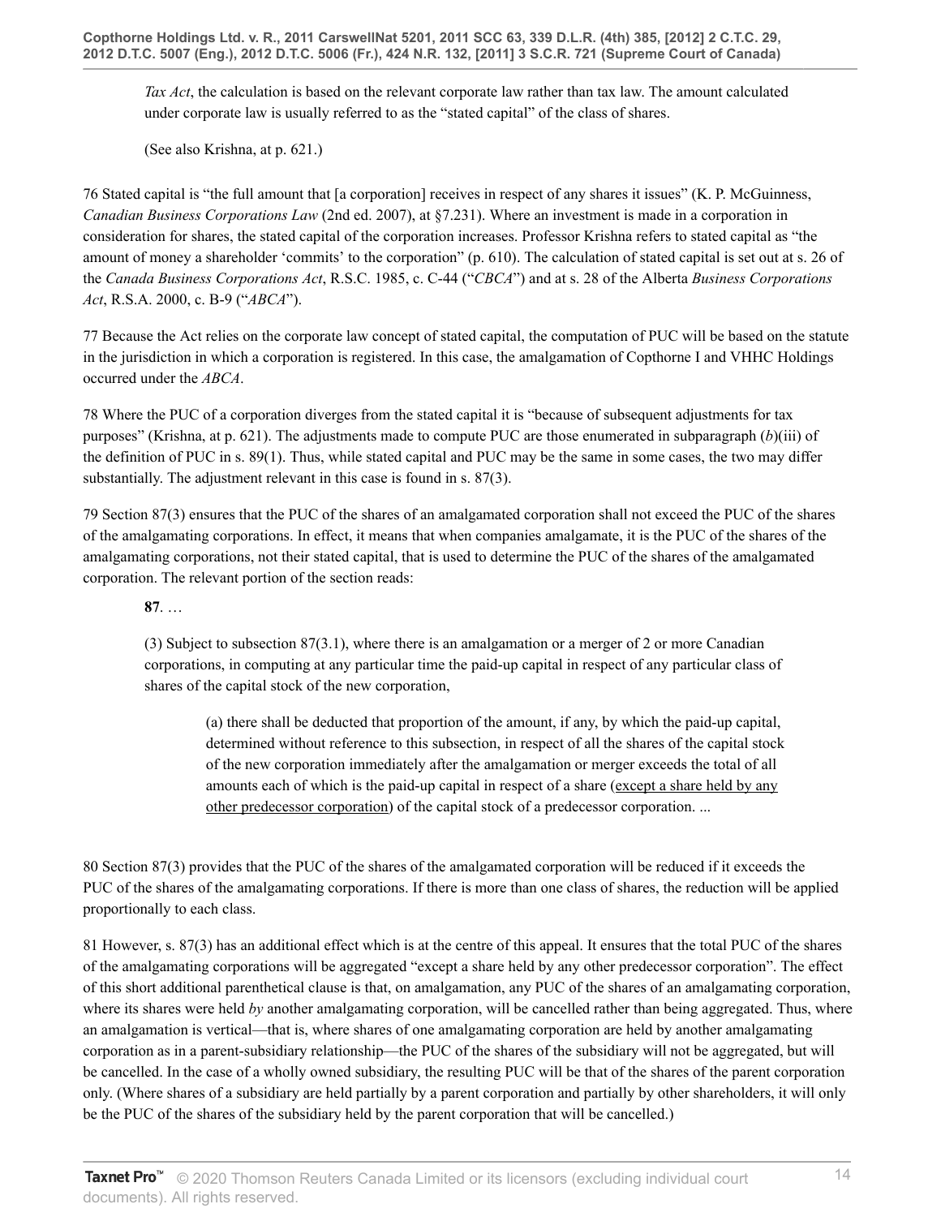*Tax Act*, the calculation is based on the relevant corporate law rather than tax law. The amount calculated under corporate law is usually referred to as the "stated capital" of the class of shares.

(See also Krishna, at p. 621.)

76 Stated capital is "the full amount that [a corporation] receives in respect of any shares it issues" (K. P. McGuinness, *Canadian Business Corporations Law* (2nd ed. 2007), at §7.231). Where an investment is made in a corporation in consideration for shares, the stated capital of the corporation increases. Professor Krishna refers to stated capital as "the amount of money a shareholder 'commits' to the corporation" (p. 610). The calculation of stated capital is set out at s. 26 of the *Canada Business Corporations Act*, R.S.C. 1985, c. C-44 ("*CBCA*") and at s. 28 of the Alberta *Business Corporations Act*, R.S.A. 2000, c. B-9 ("*ABCA*").

77 Because the Act relies on the corporate law concept of stated capital, the computation of PUC will be based on the statute in the jurisdiction in which a corporation is registered. In this case, the amalgamation of Copthorne I and VHHC Holdings occurred under the *ABCA*.

78 Where the PUC of a corporation diverges from the stated capital it is "because of subsequent adjustments for tax purposes" (Krishna, at p. 621). The adjustments made to compute PUC are those enumerated in subparagraph (*b*)(iii) of the definition of PUC in s. 89(1). Thus, while stated capital and PUC may be the same in some cases, the two may differ substantially. The adjustment relevant in this case is found in s. 87(3).

79 Section 87(3) ensures that the PUC of the shares of an amalgamated corporation shall not exceed the PUC of the shares of the amalgamating corporations. In effect, it means that when companies amalgamate, it is the PUC of the shares of the amalgamating corporations, not their stated capital, that is used to determine the PUC of the shares of the amalgamated corporation. The relevant portion of the section reads:

> **87**. …
>
> (3) Subject to subsection 87(3.1), where there is an amalgamation or a merger of 2 or more Canadian corporations, in computing at any particular time the paid-up capital in respect of any particular class of shares of the capital stock of the new corporation,
>
> > (a) there shall be deducted that proportion of the amount, if any, by which the paid-up capital, determined without reference to this subsection, in respect of all the shares of the capital stock of the new corporation immediately after the amalgamation or merger exceeds the total of all amounts each of which is the paid-up capital in respect of a share (<u>except a share held by any other predecessor corporation</u>) of the capital stock of a predecessor corporation. ...

80 Section 87(3) provides that the PUC of the shares of the amalgamated corporation will be reduced if it exceeds the PUC of the shares of the amalgamating corporations. If there is more than one class of shares, the reduction will be applied proportionally to each class.

81 However, s. 87(3) has an additional effect which is at the centre of this appeal. It ensures that the total PUC of the shares of the amalgamating corporations will be aggregated "except a share held by any other predecessor corporation". The effect of this short additional parenthetical clause is that, on amalgamation, any PUC of the shares of an amalgamating corporation, where its shares were held *by* another amalgamating corporation, will be cancelled rather than being aggregated. Thus, where an amalgamation is vertical—that is, where shares of one amalgamating corporation are held by another amalgamating corporation as in a parent-subsidiary relationship—the PUC of the shares of the subsidiary will not be aggregated, but will be cancelled. In the case of a wholly owned subsidiary, the resulting PUC will be that of the shares of the parent corporation only. (Where shares of a subsidiary are held partially by a parent corporation and partially by other shareholders, it will only be the PUC of the shares of the subsidiary held by the parent corporation that will be cancelled.)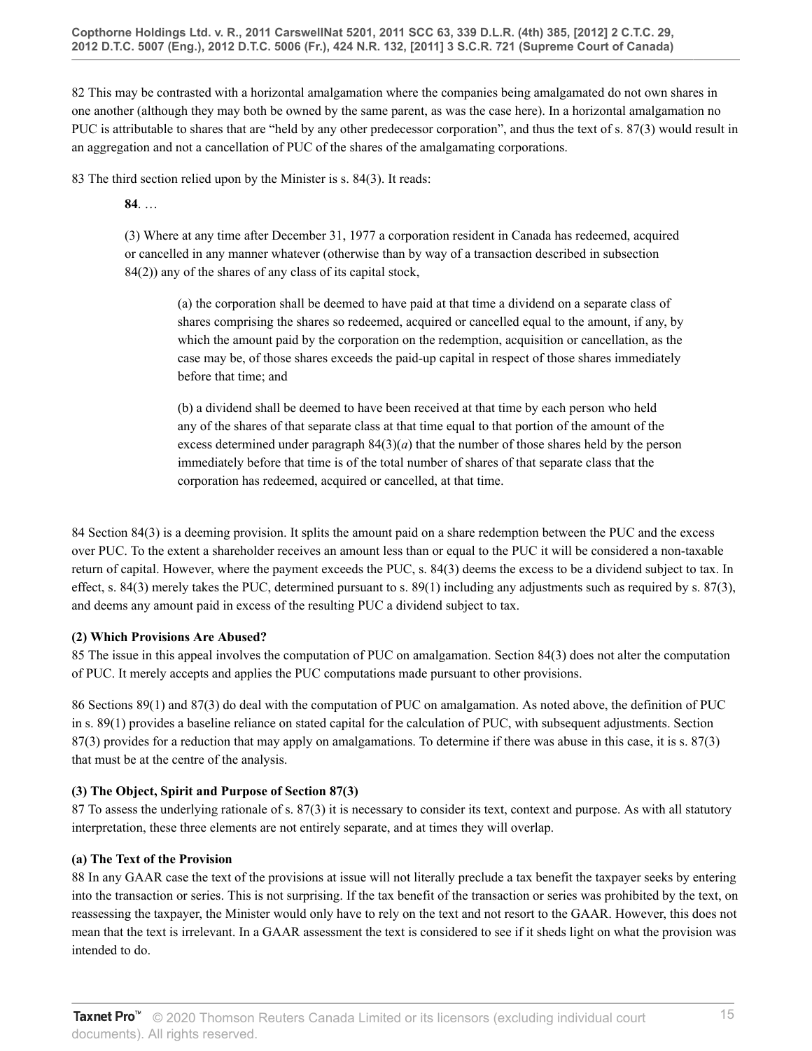82 This may be contrasted with a horizontal amalgamation where the companies being amalgamated do not own shares in one another (although they may both be owned by the same parent, as was the case here). In a horizontal amalgamation no PUC is attributable to shares that are "held by any other predecessor corporation", and thus the text of s. 87(3) would result in an aggregation and not a cancellation of PUC of the shares of the amalgamating corporations.

83 The third section relied upon by the Minister is s. 84(3). It reads:

> **84**. …
>
> (3) Where at any time after December 31, 1977 a corporation resident in Canada has redeemed, acquired or cancelled in any manner whatever (otherwise than by way of a transaction described in subsection 84(2)) any of the shares of any class of its capital stock,
>
> > (a) the corporation shall be deemed to have paid at that time a dividend on a separate class of shares comprising the shares so redeemed, acquired or cancelled equal to the amount, if any, by which the amount paid by the corporation on the redemption, acquisition or cancellation, as the case may be, of those shares exceeds the paid-up capital in respect of those shares immediately before that time; and
> >
> > (b) a dividend shall be deemed to have been received at that time by each person who held any of the shares of that separate class at that time equal to that portion of the amount of the excess determined under paragraph 84(3)(*a*) that the number of those shares held by the person immediately before that time is of the total number of shares of that separate class that the corporation has redeemed, acquired or cancelled, at that time.

84 Section 84(3) is a deeming provision. It splits the amount paid on a share redemption between the PUC and the excess over PUC. To the extent a shareholder receives an amount less than or equal to the PUC it will be considered a non-taxable return of capital. However, where the payment exceeds the PUC, s. 84(3) deems the excess to be a dividend subject to tax. In effect, s. 84(3) merely takes the PUC, determined pursuant to s. 89(1) including any adjustments such as required by s. 87(3), and deems any amount paid in excess of the resulting PUC a dividend subject to tax.

**(2) Which Provisions Are Abused?**

85 The issue in this appeal involves the computation of PUC on amalgamation. Section 84(3) does not alter the computation of PUC. It merely accepts and applies the PUC computations made pursuant to other provisions.

86 Sections 89(1) and 87(3) do deal with the computation of PUC on amalgamation. As noted above, the definition of PUC in s. 89(1) provides a baseline reliance on stated capital for the calculation of PUC, with subsequent adjustments. Section 87(3) provides for a reduction that may apply on amalgamations. To determine if there was abuse in this case, it is s. 87(3) that must be at the centre of the analysis.

**(3) The Object, Spirit and Purpose of Section 87(3)**

87 To assess the underlying rationale of s. 87(3) it is necessary to consider its text, context and purpose. As with all statutory interpretation, these three elements are not entirely separate, and at times they will overlap.

**(a) The Text of the Provision**

88 In any GAAR case the text of the provisions at issue will not literally preclude a tax benefit the taxpayer seeks by entering into the transaction or series. This is not surprising. If the tax benefit of the transaction or series was prohibited by the text, on reassessing the taxpayer, the Minister would only have to rely on the text and not resort to the GAAR. However, this does not mean that the text is irrelevant. In a GAAR assessment the text is considered to see if it sheds light on what the provision was intended to do.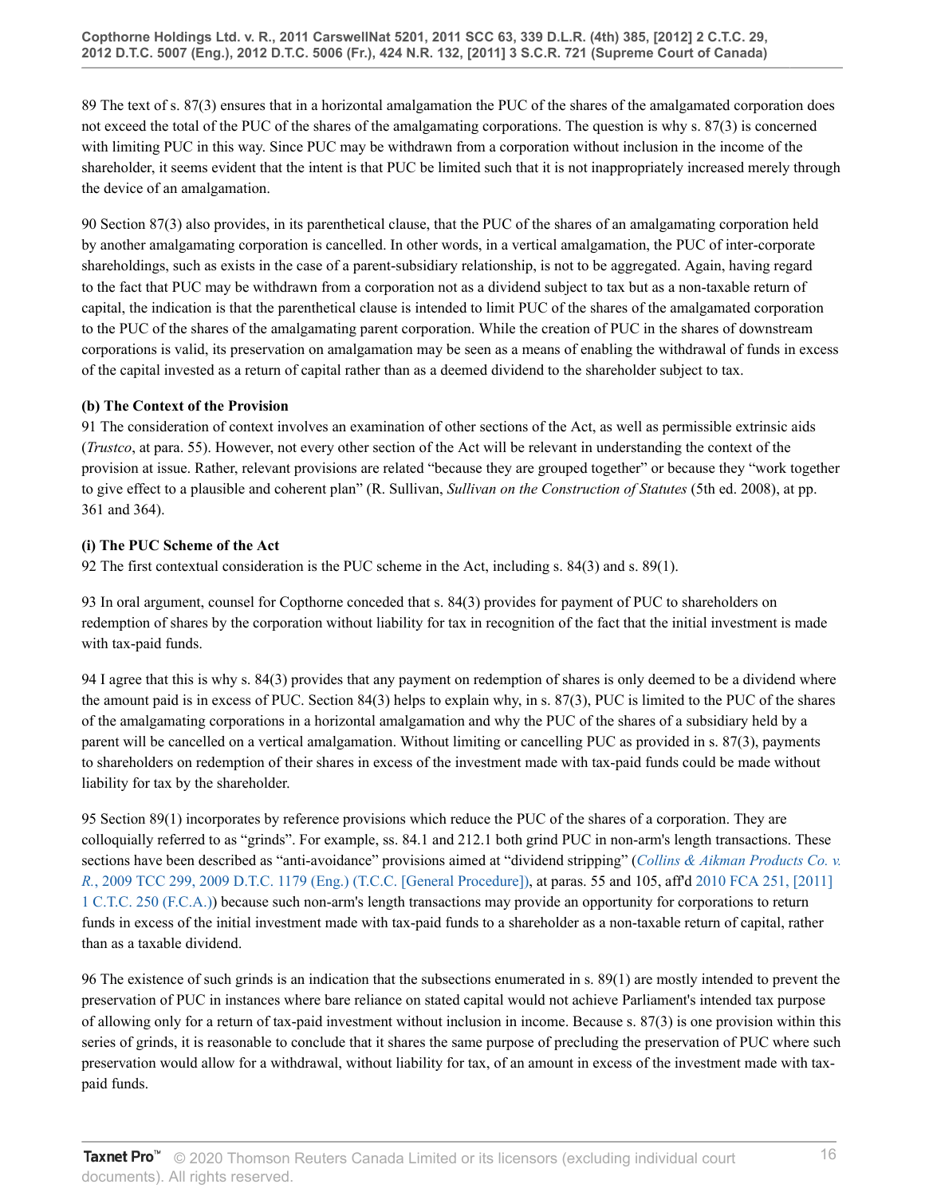89 The text of s. 87(3) ensures that in a horizontal amalgamation the PUC of the shares of the amalgamated corporation does not exceed the total of the PUC of the shares of the amalgamating corporations. The question is why s. 87(3) is concerned with limiting PUC in this way. Since PUC may be withdrawn from a corporation without inclusion in the income of the shareholder, it seems evident that the intent is that PUC be limited such that it is not inappropriately increased merely through the device of an amalgamation.

90 Section 87(3) also provides, in its parenthetical clause, that the PUC of the shares of an amalgamating corporation held by another amalgamating corporation is cancelled. In other words, in a vertical amalgamation, the PUC of inter-corporate shareholdings, such as exists in the case of a parent-subsidiary relationship, is not to be aggregated. Again, having regard to the fact that PUC may be withdrawn from a corporation not as a dividend subject to tax but as a non-taxable return of capital, the indication is that the parenthetical clause is intended to limit PUC of the shares of the amalgamated corporation to the PUC of the shares of the amalgamating parent corporation. While the creation of PUC in the shares of downstream corporations is valid, its preservation on amalgamation may be seen as a means of enabling the withdrawal of funds in excess of the capital invested as a return of capital rather than as a deemed dividend to the shareholder subject to tax.

**(b) The Context of the Provision**

91 The consideration of context involves an examination of other sections of the Act, as well as permissible extrinsic aids (*Trustco*, at para. 55). However, not every other section of the Act will be relevant in understanding the context of the provision at issue. Rather, relevant provisions are related "because they are grouped together" or because they "work together to give effect to a plausible and coherent plan" (R. Sullivan, *Sullivan on the Construction of Statutes* (5th ed. 2008), at pp. 361 and 364).

**(i) The PUC Scheme of the Act**

92 The first contextual consideration is the PUC scheme in the Act, including s. 84(3) and s. 89(1).

93 In oral argument, counsel for Copthorne conceded that s. 84(3) provides for payment of PUC to shareholders on redemption of shares by the corporation without liability for tax in recognition of the fact that the initial investment is made with tax-paid funds.

94 I agree that this is why s. 84(3) provides that any payment on redemption of shares is only deemed to be a dividend where the amount paid is in excess of PUC. Section 84(3) helps to explain why, in s. 87(3), PUC is limited to the PUC of the shares of the amalgamating corporations in a horizontal amalgamation and why the PUC of the shares of a subsidiary held by a parent will be cancelled on a vertical amalgamation. Without limiting or cancelling PUC as provided in s. 87(3), payments to shareholders on redemption of their shares in excess of the investment made with tax-paid funds could be made without liability for tax by the shareholder.

95 Section 89(1) incorporates by reference provisions which reduce the PUC of the shares of a corporation. They are colloquially referred to as "grinds". For example, ss. 84.1 and 212.1 both grind PUC in non-arm's length transactions. These sections have been described as "anti-avoidance" provisions aimed at "dividend stripping" (*Collins & Aikman Products Co. v. R.*, 2009 TCC 299, 2009 D.T.C. 1179 (Eng.) (T.C.C. [General Procedure]), at paras. 55 and 105, aff'd 2010 FCA 251, [2011] 1 C.T.C. 250 (F.C.A.)) because such non-arm's length transactions may provide an opportunity for corporations to return funds in excess of the initial investment made with tax-paid funds to a shareholder as a non-taxable return of capital, rather than as a taxable dividend.

96 The existence of such grinds is an indication that the subsections enumerated in s. 89(1) are mostly intended to prevent the preservation of PUC in instances where bare reliance on stated capital would not achieve Parliament's intended tax purpose of allowing only for a return of tax-paid investment without inclusion in income. Because s. 87(3) is one provision within this series of grinds, it is reasonable to conclude that it shares the same purpose of precluding the preservation of PUC where such preservation would allow for a withdrawal, without liability for tax, of an amount in excess of the investment made with tax-paid funds.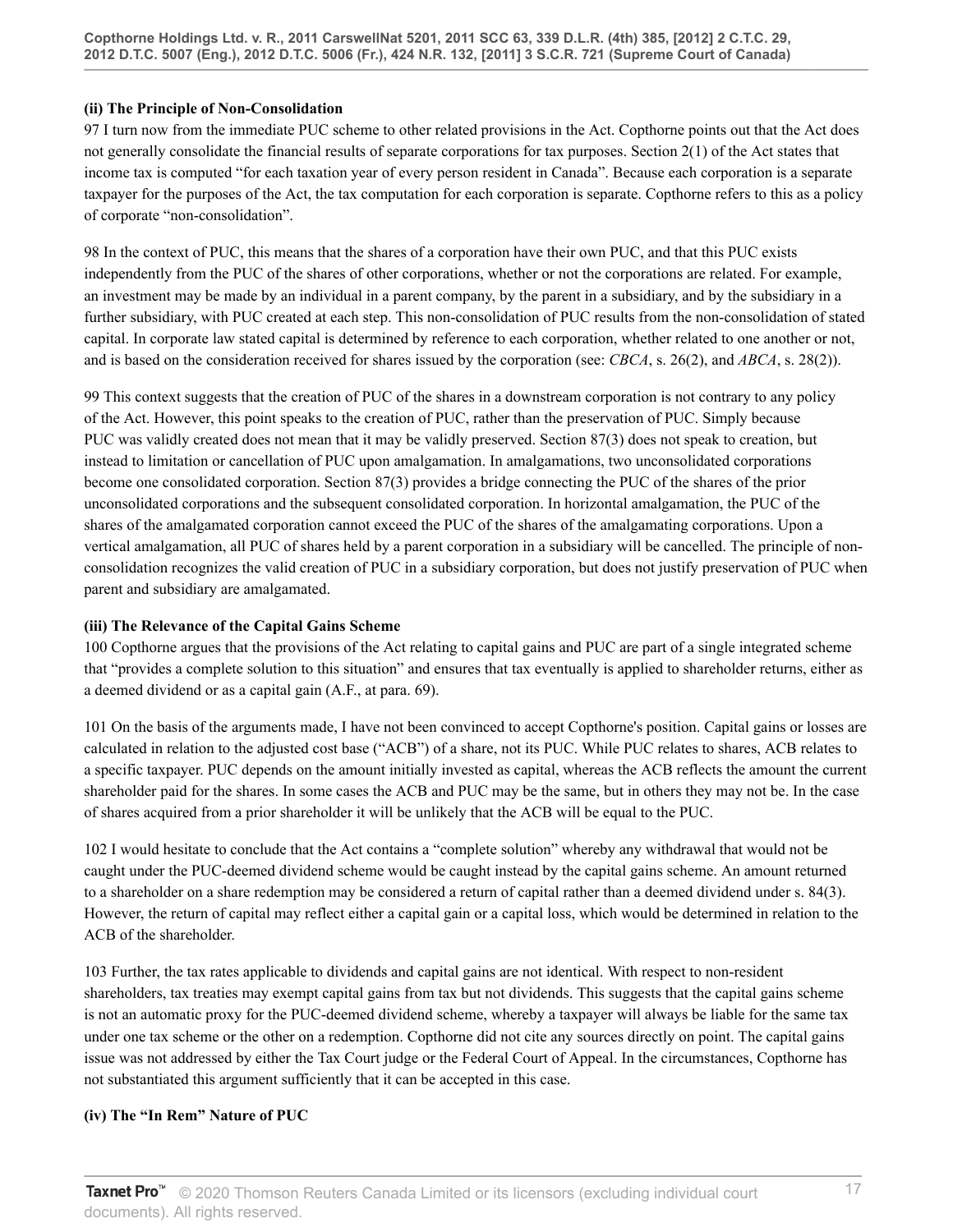**(ii) The Principle of Non-Consolidation**

97 I turn now from the immediate PUC scheme to other related provisions in the Act. Copthorne points out that the Act does not generally consolidate the financial results of separate corporations for tax purposes. Section 2(1) of the Act states that income tax is computed "for each taxation year of every person resident in Canada". Because each corporation is a separate taxpayer for the purposes of the Act, the tax computation for each corporation is separate. Copthorne refers to this as a policy of corporate "non-consolidation".

98 In the context of PUC, this means that the shares of a corporation have their own PUC, and that this PUC exists independently from the PUC of the shares of other corporations, whether or not the corporations are related. For example, an investment may be made by an individual in a parent company, by the parent in a subsidiary, and by the subsidiary in a further subsidiary, with PUC created at each step. This non-consolidation of PUC results from the non-consolidation of stated capital. In corporate law stated capital is determined by reference to each corporation, whether related to one another or not, and is based on the consideration received for shares issued by the corporation (see: *CBCA*, s. 26(2), and *ABCA*, s. 28(2)).

99 This context suggests that the creation of PUC of the shares in a downstream corporation is not contrary to any policy of the Act. However, this point speaks to the creation of PUC, rather than the preservation of PUC. Simply because PUC was validly created does not mean that it may be validly preserved. Section 87(3) does not speak to creation, but instead to limitation or cancellation of PUC upon amalgamation. In amalgamations, two unconsolidated corporations become one consolidated corporation. Section 87(3) provides a bridge connecting the PUC of the shares of the prior unconsolidated corporations and the subsequent consolidated corporation. In horizontal amalgamation, the PUC of the shares of the amalgamated corporation cannot exceed the PUC of the shares of the amalgamating corporations. Upon a vertical amalgamation, all PUC of shares held by a parent corporation in a subsidiary will be cancelled. The principle of non-consolidation recognizes the valid creation of PUC in a subsidiary corporation, but does not justify preservation of PUC when parent and subsidiary are amalgamated.

**(iii) The Relevance of the Capital Gains Scheme**

100 Copthorne argues that the provisions of the Act relating to capital gains and PUC are part of a single integrated scheme that "provides a complete solution to this situation" and ensures that tax eventually is applied to shareholder returns, either as a deemed dividend or as a capital gain (A.F., at para. 69).

101 On the basis of the arguments made, I have not been convinced to accept Copthorne's position. Capital gains or losses are calculated in relation to the adjusted cost base ("ACB") of a share, not its PUC. While PUC relates to shares, ACB relates to a specific taxpayer. PUC depends on the amount initially invested as capital, whereas the ACB reflects the amount the current shareholder paid for the shares. In some cases the ACB and PUC may be the same, but in others they may not be. In the case of shares acquired from a prior shareholder it will be unlikely that the ACB will be equal to the PUC.

102 I would hesitate to conclude that the Act contains a "complete solution" whereby any withdrawal that would not be caught under the PUC-deemed dividend scheme would be caught instead by the capital gains scheme. An amount returned to a shareholder on a share redemption may be considered a return of capital rather than a deemed dividend under s. 84(3). However, the return of capital may reflect either a capital gain or a capital loss, which would be determined in relation to the ACB of the shareholder.

103 Further, the tax rates applicable to dividends and capital gains are not identical. With respect to non-resident shareholders, tax treaties may exempt capital gains from tax but not dividends. This suggests that the capital gains scheme is not an automatic proxy for the PUC-deemed dividend scheme, whereby a taxpayer will always be liable for the same tax under one tax scheme or the other on a redemption. Copthorne did not cite any sources directly on point. The capital gains issue was not addressed by either the Tax Court judge or the Federal Court of Appeal. In the circumstances, Copthorne has not substantiated this argument sufficiently that it can be accepted in this case.

**(iv) The "In Rem" Nature of PUC**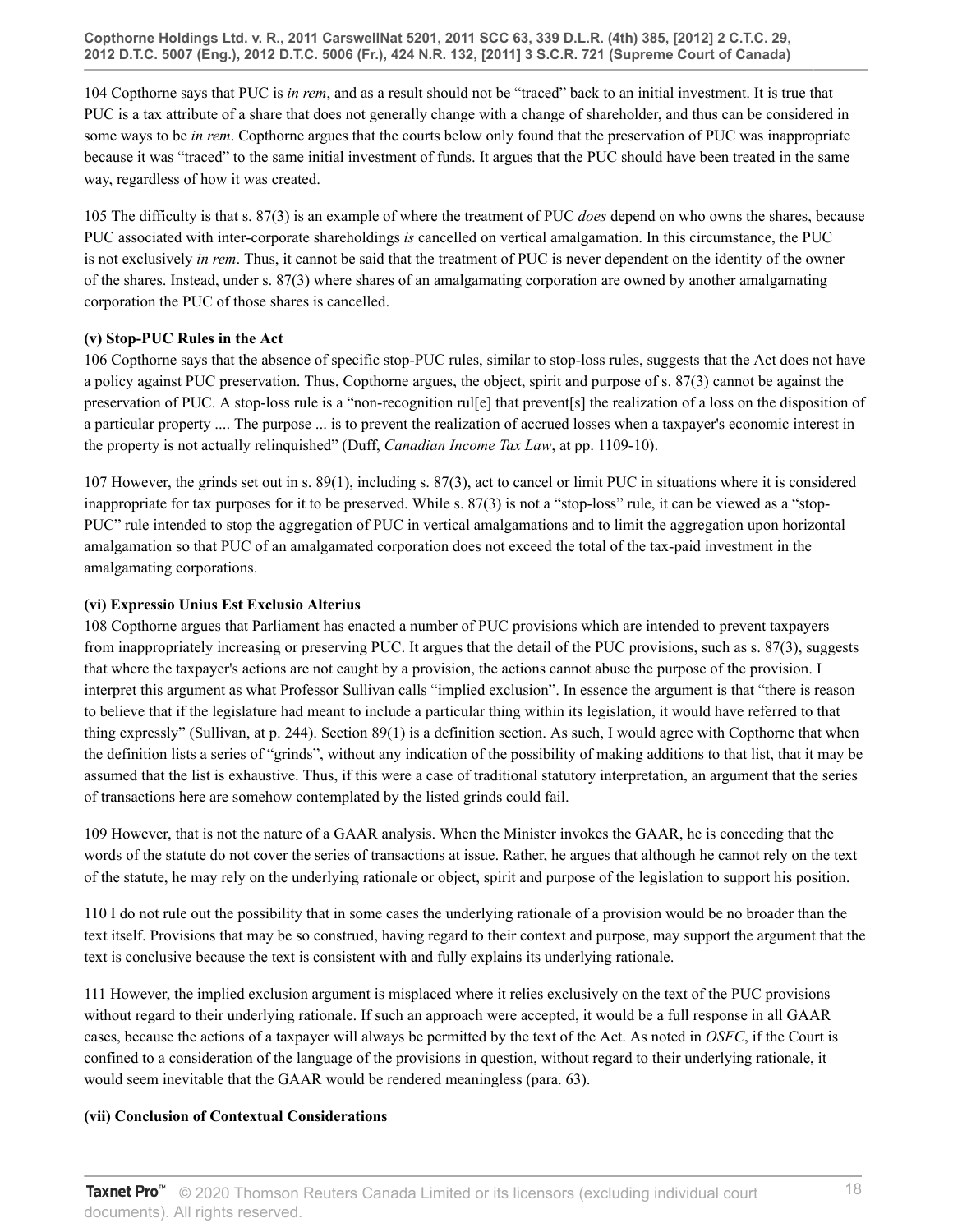104 Copthorne says that PUC is *in rem*, and as a result should not be "traced" back to an initial investment. It is true that PUC is a tax attribute of a share that does not generally change with a change of shareholder, and thus can be considered in some ways to be *in rem*. Copthorne argues that the courts below only found that the preservation of PUC was inappropriate because it was "traced" to the same initial investment of funds. It argues that the PUC should have been treated in the same way, regardless of how it was created.

105 The difficulty is that s. 87(3) is an example of where the treatment of PUC *does* depend on who owns the shares, because PUC associated with inter-corporate shareholdings *is* cancelled on vertical amalgamation. In this circumstance, the PUC is not exclusively *in rem*. Thus, it cannot be said that the treatment of PUC is never dependent on the identity of the owner of the shares. Instead, under s. 87(3) where shares of an amalgamating corporation are owned by another amalgamating corporation the PUC of those shares is cancelled.

**(v) Stop-PUC Rules in the Act**

106 Copthorne says that the absence of specific stop-PUC rules, similar to stop-loss rules, suggests that the Act does not have a policy against PUC preservation. Thus, Copthorne argues, the object, spirit and purpose of s. 87(3) cannot be against the preservation of PUC. A stop-loss rule is a "non-recognition rul[e] that prevent[s] the realization of a loss on the disposition of a particular property .... The purpose ... is to prevent the realization of accrued losses when a taxpayer's economic interest in the property is not actually relinquished" (Duff, *Canadian Income Tax Law*, at pp. 1109-10).

107 However, the grinds set out in s. 89(1), including s. 87(3), act to cancel or limit PUC in situations where it is considered inappropriate for tax purposes for it to be preserved. While s. 87(3) is not a "stop-loss" rule, it can be viewed as a "stop-PUC" rule intended to stop the aggregation of PUC in vertical amalgamations and to limit the aggregation upon horizontal amalgamation so that PUC of an amalgamated corporation does not exceed the total of the tax-paid investment in the amalgamating corporations.

**(vi) Expressio Unius Est Exclusio Alterius**

108 Copthorne argues that Parliament has enacted a number of PUC provisions which are intended to prevent taxpayers from inappropriately increasing or preserving PUC. It argues that the detail of the PUC provisions, such as s. 87(3), suggests that where the taxpayer's actions are not caught by a provision, the actions cannot abuse the purpose of the provision. I interpret this argument as what Professor Sullivan calls "implied exclusion". In essence the argument is that "there is reason to believe that if the legislature had meant to include a particular thing within its legislation, it would have referred to that thing expressly" (Sullivan, at p. 244). Section 89(1) is a definition section. As such, I would agree with Copthorne that when the definition lists a series of "grinds", without any indication of the possibility of making additions to that list, that it may be assumed that the list is exhaustive. Thus, if this were a case of traditional statutory interpretation, an argument that the series of transactions here are somehow contemplated by the listed grinds could fail.

109 However, that is not the nature of a GAAR analysis. When the Minister invokes the GAAR, he is conceding that the words of the statute do not cover the series of transactions at issue. Rather, he argues that although he cannot rely on the text of the statute, he may rely on the underlying rationale or object, spirit and purpose of the legislation to support his position.

110 I do not rule out the possibility that in some cases the underlying rationale of a provision would be no broader than the text itself. Provisions that may be so construed, having regard to their context and purpose, may support the argument that the text is conclusive because the text is consistent with and fully explains its underlying rationale.

111 However, the implied exclusion argument is misplaced where it relies exclusively on the text of the PUC provisions without regard to their underlying rationale. If such an approach were accepted, it would be a full response in all GAAR cases, because the actions of a taxpayer will always be permitted by the text of the Act. As noted in *OSFC*, if the Court is confined to a consideration of the language of the provisions in question, without regard to their underlying rationale, it would seem inevitable that the GAAR would be rendered meaningless (para. 63).

**(vii) Conclusion of Contextual Considerations**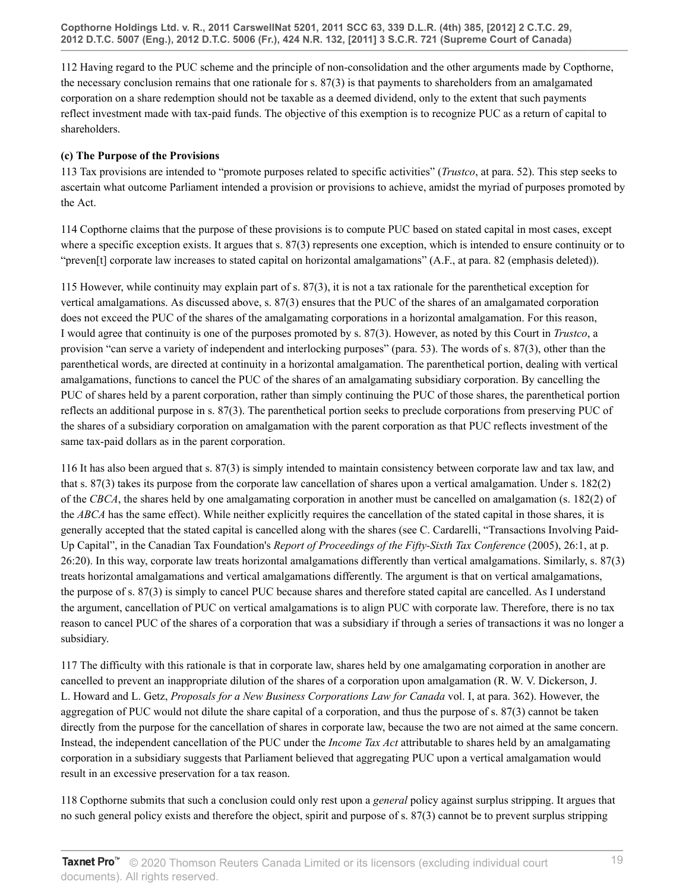112 Having regard to the PUC scheme and the principle of non-consolidation and the other arguments made by Copthorne, the necessary conclusion remains that one rationale for s. 87(3) is that payments to shareholders from an amalgamated corporation on a share redemption should not be taxable as a deemed dividend, only to the extent that such payments reflect investment made with tax-paid funds. The objective of this exemption is to recognize PUC as a return of capital to shareholders.

**(c) The Purpose of the Provisions**

113 Tax provisions are intended to "promote purposes related to specific activities" (*Trustco*, at para. 52). This step seeks to ascertain what outcome Parliament intended a provision or provisions to achieve, amidst the myriad of purposes promoted by the Act.

114 Copthorne claims that the purpose of these provisions is to compute PUC based on stated capital in most cases, except where a specific exception exists. It argues that s. 87(3) represents one exception, which is intended to ensure continuity or to "preven[t] corporate law increases to stated capital on horizontal amalgamations" (A.F., at para. 82 (emphasis deleted)).

115 However, while continuity may explain part of s. 87(3), it is not a tax rationale for the parenthetical exception for vertical amalgamations. As discussed above, s. 87(3) ensures that the PUC of the shares of an amalgamated corporation does not exceed the PUC of the shares of the amalgamating corporations in a horizontal amalgamation. For this reason, I would agree that continuity is one of the purposes promoted by s. 87(3). However, as noted by this Court in *Trustco*, a provision "can serve a variety of independent and interlocking purposes" (para. 53). The words of s. 87(3), other than the parenthetical words, are directed at continuity in a horizontal amalgamation. The parenthetical portion, dealing with vertical amalgamations, functions to cancel the PUC of the shares of an amalgamating subsidiary corporation. By cancelling the PUC of shares held by a parent corporation, rather than simply continuing the PUC of those shares, the parenthetical portion reflects an additional purpose in s. 87(3). The parenthetical portion seeks to preclude corporations from preserving PUC of the shares of a subsidiary corporation on amalgamation with the parent corporation as that PUC reflects investment of the same tax-paid dollars as in the parent corporation.

116 It has also been argued that s. 87(3) is simply intended to maintain consistency between corporate law and tax law, and that s. 87(3) takes its purpose from the corporate law cancellation of shares upon a vertical amalgamation. Under s. 182(2) of the *CBCA*, the shares held by one amalgamating corporation in another must be cancelled on amalgamation (s. 182(2) of the *ABCA* has the same effect). While neither explicitly requires the cancellation of the stated capital in those shares, it is generally accepted that the stated capital is cancelled along with the shares (see C. Cardarelli, "Transactions Involving Paid-Up Capital", in the Canadian Tax Foundation's *Report of Proceedings of the Fifty-Sixth Tax Conference* (2005), 26:1, at p. 26:20). In this way, corporate law treats horizontal amalgamations differently than vertical amalgamations. Similarly, s. 87(3) treats horizontal amalgamations and vertical amalgamations differently. The argument is that on vertical amalgamations, the purpose of s. 87(3) is simply to cancel PUC because shares and therefore stated capital are cancelled. As I understand the argument, cancellation of PUC on vertical amalgamations is to align PUC with corporate law. Therefore, there is no tax reason to cancel PUC of the shares of a corporation that was a subsidiary if through a series of transactions it was no longer a subsidiary.

117 The difficulty with this rationale is that in corporate law, shares held by one amalgamating corporation in another are cancelled to prevent an inappropriate dilution of the shares of a corporation upon amalgamation (R. W. V. Dickerson, J. L. Howard and L. Getz, *Proposals for a New Business Corporations Law for Canada* vol. I, at para. 362). However, the aggregation of PUC would not dilute the share capital of a corporation, and thus the purpose of s. 87(3) cannot be taken directly from the purpose for the cancellation of shares in corporate law, because the two are not aimed at the same concern. Instead, the independent cancellation of the PUC under the *Income Tax Act* attributable to shares held by an amalgamating corporation in a subsidiary suggests that Parliament believed that aggregating PUC upon a vertical amalgamation would result in an excessive preservation for a tax reason.

118 Copthorne submits that such a conclusion could only rest upon a *general* policy against surplus stripping. It argues that no such general policy exists and therefore the object, spirit and purpose of s. 87(3) cannot be to prevent surplus stripping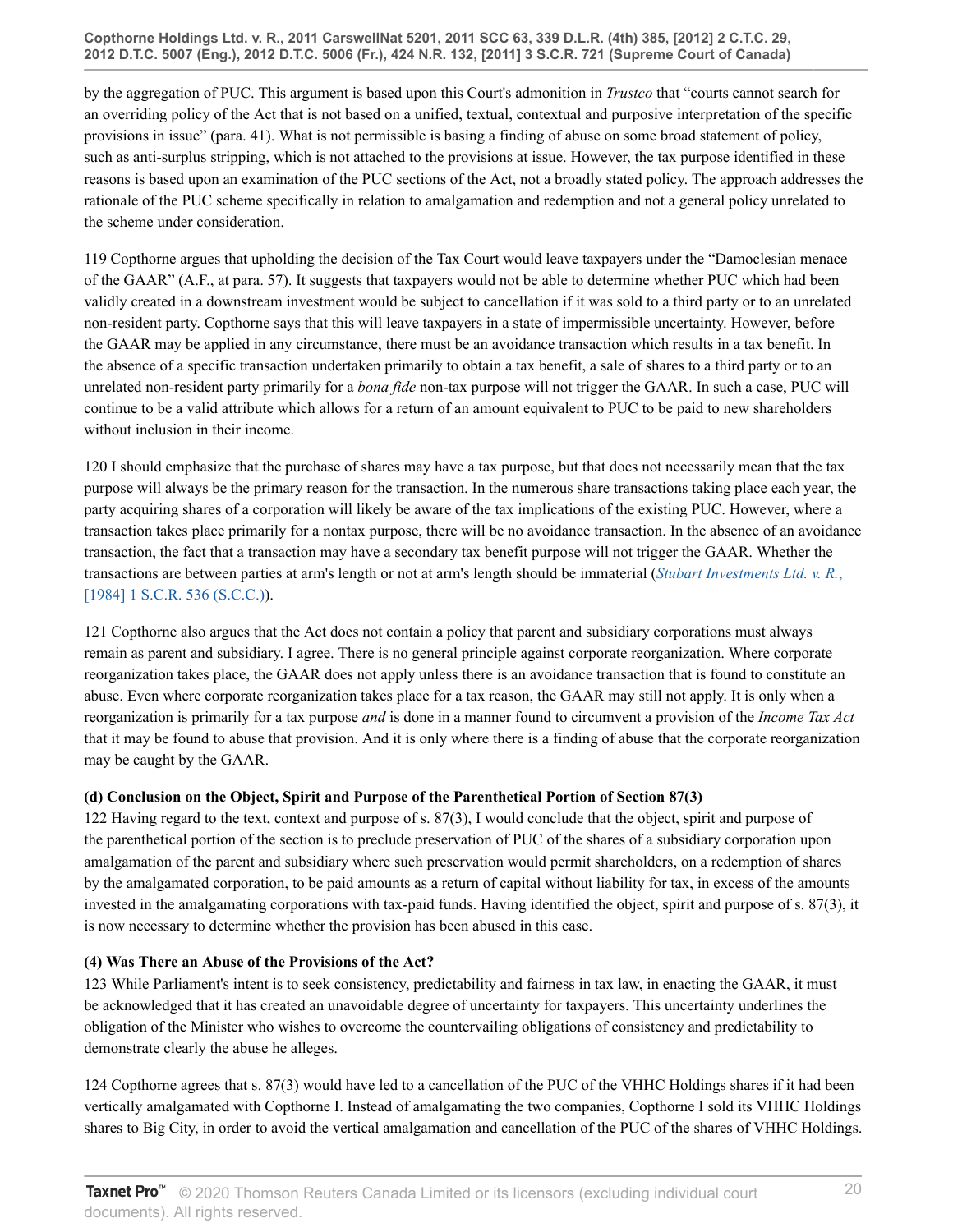by the aggregation of PUC. This argument is based upon this Court's admonition in *Trustco* that "courts cannot search for an overriding policy of the Act that is not based on a unified, textual, contextual and purposive interpretation of the specific provisions in issue" (para. 41). What is not permissible is basing a finding of abuse on some broad statement of policy, such as anti-surplus stripping, which is not attached to the provisions at issue. However, the tax purpose identified in these reasons is based upon an examination of the PUC sections of the Act, not a broadly stated policy. The approach addresses the rationale of the PUC scheme specifically in relation to amalgamation and redemption and not a general policy unrelated to the scheme under consideration.

119 Copthorne argues that upholding the decision of the Tax Court would leave taxpayers under the "Damoclesian menace of the GAAR" (A.F., at para. 57). It suggests that taxpayers would not be able to determine whether PUC which had been validly created in a downstream investment would be subject to cancellation if it was sold to a third party or to an unrelated non-resident party. Copthorne says that this will leave taxpayers in a state of impermissible uncertainty. However, before the GAAR may be applied in any circumstance, there must be an avoidance transaction which results in a tax benefit. In the absence of a specific transaction undertaken primarily to obtain a tax benefit, a sale of shares to a third party or to an unrelated non-resident party primarily for a *bona fide* non-tax purpose will not trigger the GAAR. In such a case, PUC will continue to be a valid attribute which allows for a return of an amount equivalent to PUC to be paid to new shareholders without inclusion in their income.

120 I should emphasize that the purchase of shares may have a tax purpose, but that does not necessarily mean that the tax purpose will always be the primary reason for the transaction. In the numerous share transactions taking place each year, the party acquiring shares of a corporation will likely be aware of the tax implications of the existing PUC. However, where a transaction takes place primarily for a nontax purpose, there will be no avoidance transaction. In the absence of an avoidance transaction, the fact that a transaction may have a secondary tax benefit purpose will not trigger the GAAR. Whether the transactions are between parties at arm's length or not at arm's length should be immaterial (*Stubart Investments Ltd. v. R.*, [1984] 1 S.C.R. 536 (S.C.C.)).

121 Copthorne also argues that the Act does not contain a policy that parent and subsidiary corporations must always remain as parent and subsidiary. I agree. There is no general principle against corporate reorganization. Where corporate reorganization takes place, the GAAR does not apply unless there is an avoidance transaction that is found to constitute an abuse. Even where corporate reorganization takes place for a tax reason, the GAAR may still not apply. It is only when a reorganization is primarily for a tax purpose *and* is done in a manner found to circumvent a provision of the *Income Tax Act* that it may be found to abuse that provision. And it is only where there is a finding of abuse that the corporate reorganization may be caught by the GAAR.

**(d) Conclusion on the Object, Spirit and Purpose of the Parenthetical Portion of Section 87(3)**

122 Having regard to the text, context and purpose of s. 87(3), I would conclude that the object, spirit and purpose of the parenthetical portion of the section is to preclude preservation of PUC of the shares of a subsidiary corporation upon amalgamation of the parent and subsidiary where such preservation would permit shareholders, on a redemption of shares by the amalgamated corporation, to be paid amounts as a return of capital without liability for tax, in excess of the amounts invested in the amalgamating corporations with tax-paid funds. Having identified the object, spirit and purpose of s. 87(3), it is now necessary to determine whether the provision has been abused in this case.

**(4) Was There an Abuse of the Provisions of the Act?**

123 While Parliament's intent is to seek consistency, predictability and fairness in tax law, in enacting the GAAR, it must be acknowledged that it has created an unavoidable degree of uncertainty for taxpayers. This uncertainty underlines the obligation of the Minister who wishes to overcome the countervailing obligations of consistency and predictability to demonstrate clearly the abuse he alleges.

124 Copthorne agrees that s. 87(3) would have led to a cancellation of the PUC of the VHHC Holdings shares if it had been vertically amalgamated with Copthorne I. Instead of amalgamating the two companies, Copthorne I sold its VHHC Holdings shares to Big City, in order to avoid the vertical amalgamation and cancellation of the PUC of the shares of VHHC Holdings.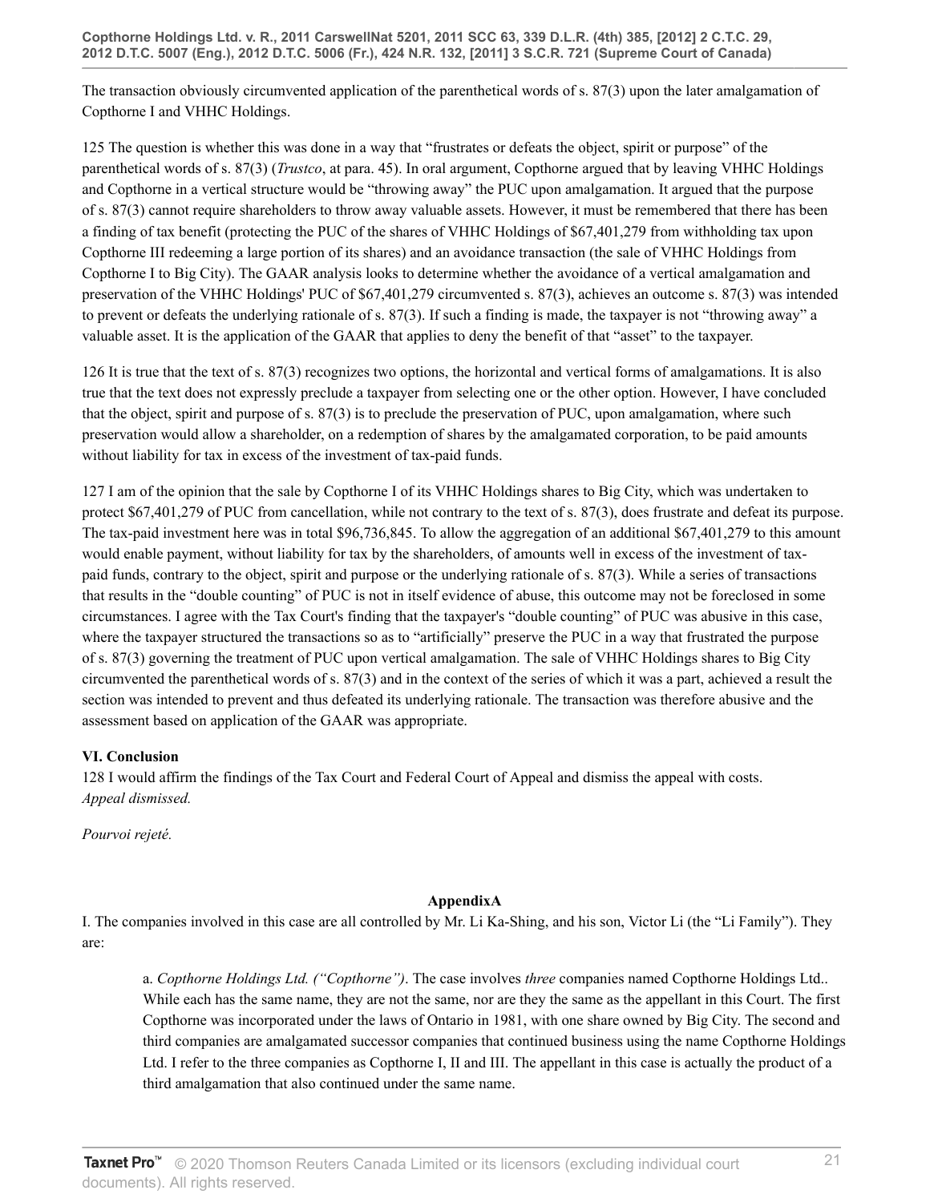The transaction obviously circumvented application of the parenthetical words of s. 87(3) upon the later amalgamation of Copthorne I and VHHC Holdings.

125 The question is whether this was done in a way that "frustrates or defeats the object, spirit or purpose" of the parenthetical words of s. 87(3) (*Trustco*, at para. 45). In oral argument, Copthorne argued that by leaving VHHC Holdings and Copthorne in a vertical structure would be "throwing away" the PUC upon amalgamation. It argued that the purpose of s. 87(3) cannot require shareholders to throw away valuable assets. However, it must be remembered that there has been a finding of tax benefit (protecting the PUC of the shares of VHHC Holdings of $67,401,279 from withholding tax upon Copthorne III redeeming a large portion of its shares) and an avoidance transaction (the sale of VHHC Holdings from Copthorne I to Big City). The GAAR analysis looks to determine whether the avoidance of a vertical amalgamation and preservation of the VHHC Holdings' PUC of $67,401,279 circumvented s. 87(3), achieves an outcome s. 87(3) was intended to prevent or defeats the underlying rationale of s. 87(3). If such a finding is made, the taxpayer is not "throwing away" a valuable asset. It is the application of the GAAR that applies to deny the benefit of that "asset" to the taxpayer.

126 It is true that the text of s. 87(3) recognizes two options, the horizontal and vertical forms of amalgamations. It is also true that the text does not expressly preclude a taxpayer from selecting one or the other option. However, I have concluded that the object, spirit and purpose of s. 87(3) is to preclude the preservation of PUC, upon amalgamation, where such preservation would allow a shareholder, on a redemption of shares by the amalgamated corporation, to be paid amounts without liability for tax in excess of the investment of tax-paid funds.

127 I am of the opinion that the sale by Copthorne I of its VHHC Holdings shares to Big City, which was undertaken to protect $67,401,279 of PUC from cancellation, while not contrary to the text of s. 87(3), does frustrate and defeat its purpose. The tax-paid investment here was in total $96,736,845. To allow the aggregation of an additional $67,401,279 to this amount would enable payment, without liability for tax by the shareholders, of amounts well in excess of the investment of tax-paid funds, contrary to the object, spirit and purpose or the underlying rationale of s. 87(3). While a series of transactions that results in the "double counting" of PUC is not in itself evidence of abuse, this outcome may not be foreclosed in some circumstances. I agree with the Tax Court's finding that the taxpayer's "double counting" of PUC was abusive in this case, where the taxpayer structured the transactions so as to "artificially" preserve the PUC in a way that frustrated the purpose of s. 87(3) governing the treatment of PUC upon vertical amalgamation. The sale of VHHC Holdings shares to Big City circumvented the parenthetical words of s. 87(3) and in the context of the series of which it was a part, achieved a result the section was intended to prevent and thus defeated its underlying rationale. The transaction was therefore abusive and the assessment based on application of the GAAR was appropriate.

### VI. Conclusion

128 I would affirm the findings of the Tax Court and Federal Court of Appeal and dismiss the appeal with costs.
*Appeal dismissed.*

*Pourvoi rejeté.*

### AppendixA

I. The companies involved in this case are all controlled by Mr. Li Ka-Shing, and his son, Victor Li (the "Li Family"). They are:

> a. *Copthorne Holdings Ltd. ("Copthorne")*. The case involves *three* companies named Copthorne Holdings Ltd.. While each has the same name, they are not the same, nor are they the same as the appellant in this Court. The first Copthorne was incorporated under the laws of Ontario in 1981, with one share owned by Big City. The second and third companies are amalgamated successor companies that continued business using the name Copthorne Holdings Ltd. I refer to the three companies as Copthorne I, II and III. The appellant in this case is actually the product of a third amalgamation that also continued under the same name.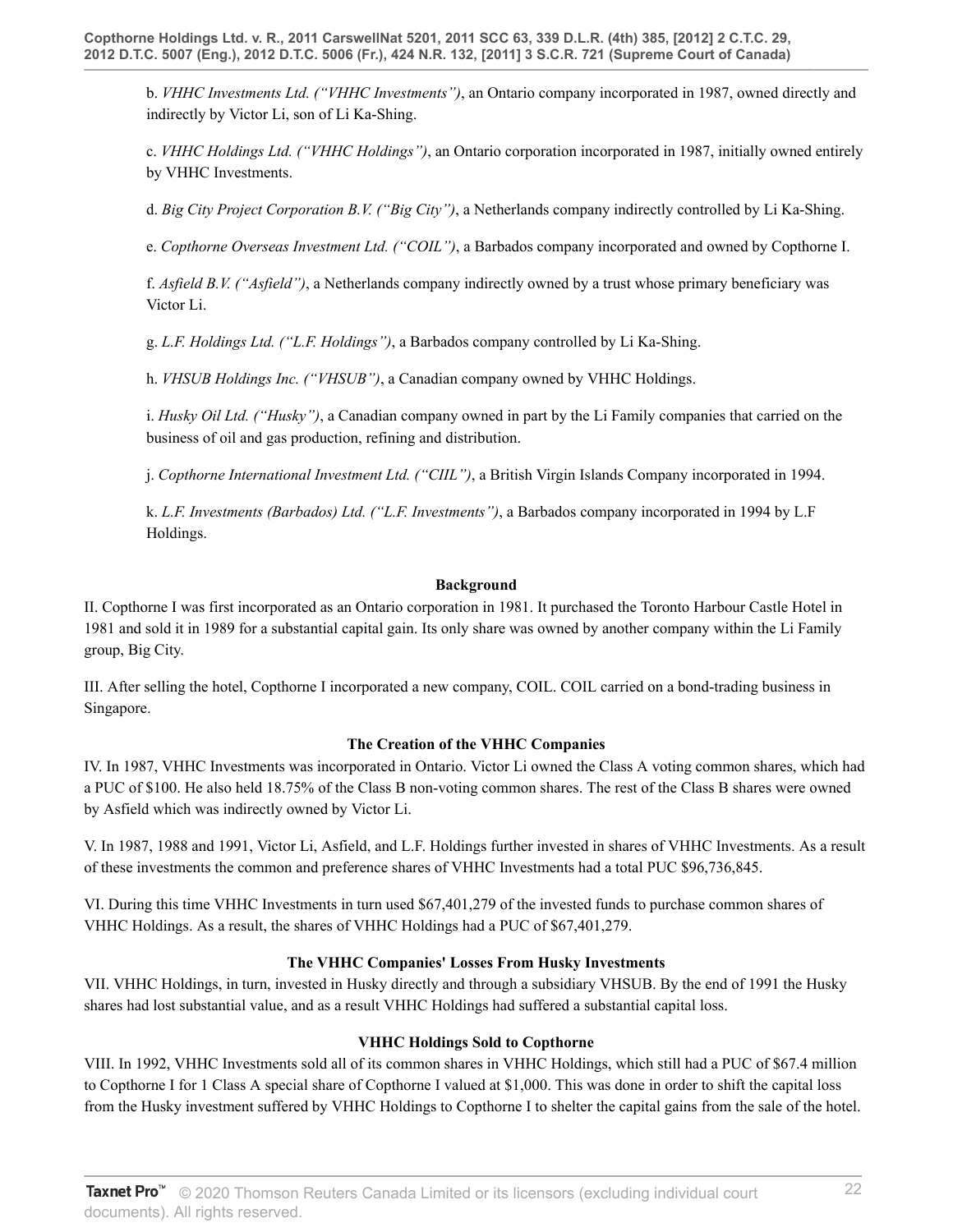b. *VHHC Investments Ltd. ("VHHC Investments")*, an Ontario company incorporated in 1987, owned directly and indirectly by Victor Li, son of Li Ka-Shing.

c. *VHHC Holdings Ltd. ("VHHC Holdings")*, an Ontario corporation incorporated in 1987, initially owned entirely by VHHC Investments.

d. *Big City Project Corporation B.V. ("Big City")*, a Netherlands company indirectly controlled by Li Ka-Shing.

e. *Copthorne Overseas Investment Ltd. ("COIL")*, a Barbados company incorporated and owned by Copthorne I.

f. *Asfield B.V. ("Asfield")*, a Netherlands company indirectly owned by a trust whose primary beneficiary was Victor Li.

g. *L.F. Holdings Ltd. ("L.F. Holdings")*, a Barbados company controlled by Li Ka-Shing.

h. *VHSUB Holdings Inc. ("VHSUB")*, a Canadian company owned by VHHC Holdings.

i. *Husky Oil Ltd. ("Husky")*, a Canadian company owned in part by the Li Family companies that carried on the business of oil and gas production, refining and distribution.

j. *Copthorne International Investment Ltd. ("CIIL")*, a British Virgin Islands Company incorporated in 1994.

k. *L.F. Investments (Barbados) Ltd. ("L.F. Investments")*, a Barbados company incorporated in 1994 by L.F Holdings.

**Background**

II. Copthorne I was first incorporated as an Ontario corporation in 1981. It purchased the Toronto Harbour Castle Hotel in 1981 and sold it in 1989 for a substantial capital gain. Its only share was owned by another company within the Li Family group, Big City.

III. After selling the hotel, Copthorne I incorporated a new company, COIL. COIL carried on a bond-trading business in Singapore.

**The Creation of the VHHC Companies**

IV. In 1987, VHHC Investments was incorporated in Ontario. Victor Li owned the Class A voting common shares, which had a PUC of $100. He also held 18.75% of the Class B non-voting common shares. The rest of the Class B shares were owned by Asfield which was indirectly owned by Victor Li.

V. In 1987, 1988 and 1991, Victor Li, Asfield, and L.F. Holdings further invested in shares of VHHC Investments. As a result of these investments the common and preference shares of VHHC Investments had a total PUC $96,736,845.

VI. During this time VHHC Investments in turn used $67,401,279 of the invested funds to purchase common shares of VHHC Holdings. As a result, the shares of VHHC Holdings had a PUC of $67,401,279.

**The VHHC Companies' Losses From Husky Investments**

VII. VHHC Holdings, in turn, invested in Husky directly and through a subsidiary VHSUB. By the end of 1991 the Husky shares had lost substantial value, and as a result VHHC Holdings had suffered a substantial capital loss.

**VHHC Holdings Sold to Copthorne**

VIII. In 1992, VHHC Investments sold all of its common shares in VHHC Holdings, which still had a PUC of $67.4 million to Copthorne I for 1 Class A special share of Copthorne I valued at $1,000. This was done in order to shift the capital loss from the Husky investment suffered by VHHC Holdings to Copthorne I to shelter the capital gains from the sale of the hotel.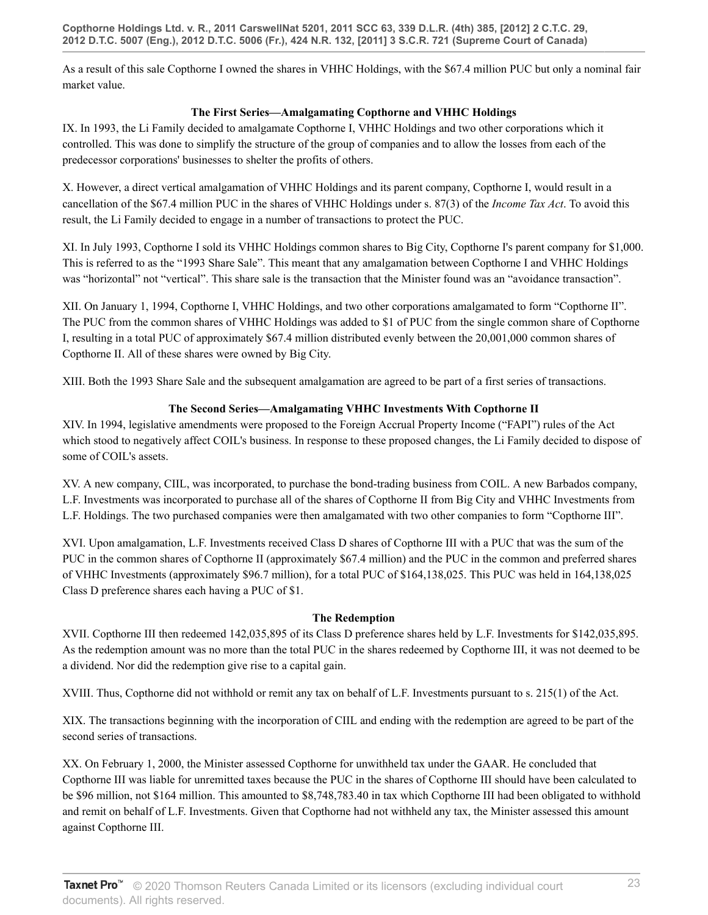As a result of this sale Copthorne I owned the shares in VHHC Holdings, with the $67.4 million PUC but only a nominal fair market value.

**The First Series—Amalgamating Copthorne and VHHC Holdings**

IX. In 1993, the Li Family decided to amalgamate Copthorne I, VHHC Holdings and two other corporations which it controlled. This was done to simplify the structure of the group of companies and to allow the losses from each of the predecessor corporations' businesses to shelter the profits of others.

X. However, a direct vertical amalgamation of VHHC Holdings and its parent company, Copthorne I, would result in a cancellation of the $67.4 million PUC in the shares of VHHC Holdings under s. 87(3) of the *Income Tax Act*. To avoid this result, the Li Family decided to engage in a number of transactions to protect the PUC.

XI. In July 1993, Copthorne I sold its VHHC Holdings common shares to Big City, Copthorne I's parent company for $1,000. This is referred to as the "1993 Share Sale". This meant that any amalgamation between Copthorne I and VHHC Holdings was "horizontal" not "vertical". This share sale is the transaction that the Minister found was an "avoidance transaction".

XII. On January 1, 1994, Copthorne I, VHHC Holdings, and two other corporations amalgamated to form "Copthorne II". The PUC from the common shares of VHHC Holdings was added to $1 of PUC from the single common share of Copthorne I, resulting in a total PUC of approximately $67.4 million distributed evenly between the 20,001,000 common shares of Copthorne II. All of these shares were owned by Big City.

XIII. Both the 1993 Share Sale and the subsequent amalgamation are agreed to be part of a first series of transactions.

**The Second Series—Amalgamating VHHC Investments With Copthorne II**

XIV. In 1994, legislative amendments were proposed to the Foreign Accrual Property Income ("FAPI") rules of the Act which stood to negatively affect COIL's business. In response to these proposed changes, the Li Family decided to dispose of some of COIL's assets.

XV. A new company, CIIL, was incorporated, to purchase the bond-trading business from COIL. A new Barbados company, L.F. Investments was incorporated to purchase all of the shares of Copthorne II from Big City and VHHC Investments from L.F. Holdings. The two purchased companies were then amalgamated with two other companies to form "Copthorne III".

XVI. Upon amalgamation, L.F. Investments received Class D shares of Copthorne III with a PUC that was the sum of the PUC in the common shares of Copthorne II (approximately $67.4 million) and the PUC in the common and preferred shares of VHHC Investments (approximately $96.7 million), for a total PUC of $164,138,025. This PUC was held in 164,138,025 Class D preference shares each having a PUC of $1.

**The Redemption**

XVII. Copthorne III then redeemed 142,035,895 of its Class D preference shares held by L.F. Investments for $142,035,895. As the redemption amount was no more than the total PUC in the shares redeemed by Copthorne III, it was not deemed to be a dividend. Nor did the redemption give rise to a capital gain.

XVIII. Thus, Copthorne did not withhold or remit any tax on behalf of L.F. Investments pursuant to s. 215(1) of the Act.

XIX. The transactions beginning with the incorporation of CIIL and ending with the redemption are agreed to be part of the second series of transactions.

XX. On February 1, 2000, the Minister assessed Copthorne for unwithheld tax under the GAAR. He concluded that Copthorne III was liable for unremitted taxes because the PUC in the shares of Copthorne III should have been calculated to be $96 million, not $164 million. This amounted to $8,748,783.40 in tax which Copthorne III had been obligated to withhold and remit on behalf of L.F. Investments. Given that Copthorne had not withheld any tax, the Minister assessed this amount against Copthorne III.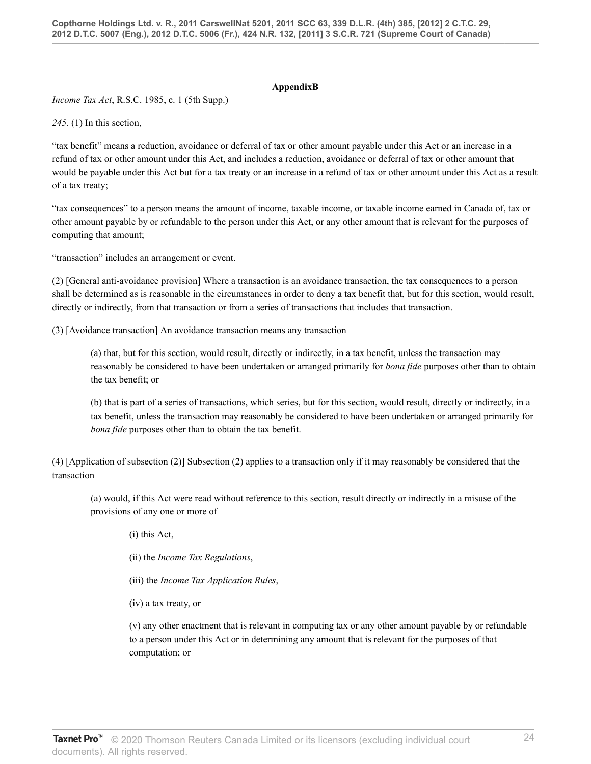**AppendixB**

*Income Tax Act*, R.S.C. 1985, c. 1 (5th Supp.)

*245.* (1) In this section,

"tax benefit" means a reduction, avoidance or deferral of tax or other amount payable under this Act or an increase in a refund of tax or other amount under this Act, and includes a reduction, avoidance or deferral of tax or other amount that would be payable under this Act but for a tax treaty or an increase in a refund of tax or other amount under this Act as a result of a tax treaty;

"tax consequences" to a person means the amount of income, taxable income, or taxable income earned in Canada of, tax or other amount payable by or refundable to the person under this Act, or any other amount that is relevant for the purposes of computing that amount;

"transaction" includes an arrangement or event.

(2) [General anti-avoidance provision] Where a transaction is an avoidance transaction, the tax consequences to a person shall be determined as is reasonable in the circumstances in order to deny a tax benefit that, but for this section, would result, directly or indirectly, from that transaction or from a series of transactions that includes that transaction.

(3) [Avoidance transaction] An avoidance transaction means any transaction

> (a) that, but for this section, would result, directly or indirectly, in a tax benefit, unless the transaction may reasonably be considered to have been undertaken or arranged primarily for *bona fide* purposes other than to obtain the tax benefit; or
>
> (b) that is part of a series of transactions, which series, but for this section, would result, directly or indirectly, in a tax benefit, unless the transaction may reasonably be considered to have been undertaken or arranged primarily for *bona fide* purposes other than to obtain the tax benefit.

(4) [Application of subsection (2)] Subsection (2) applies to a transaction only if it may reasonably be considered that the transaction

> (a) would, if this Act were read without reference to this section, result directly or indirectly in a misuse of the provisions of any one or more of
>
> > (i) this Act,
> >
> > (ii) the *Income Tax Regulations*,
> >
> > (iii) the *Income Tax Application Rules*,
> >
> > (iv) a tax treaty, or
> >
> > (v) any other enactment that is relevant in computing tax or any other amount payable by or refundable to a person under this Act or in determining any amount that is relevant for the purposes of that computation; or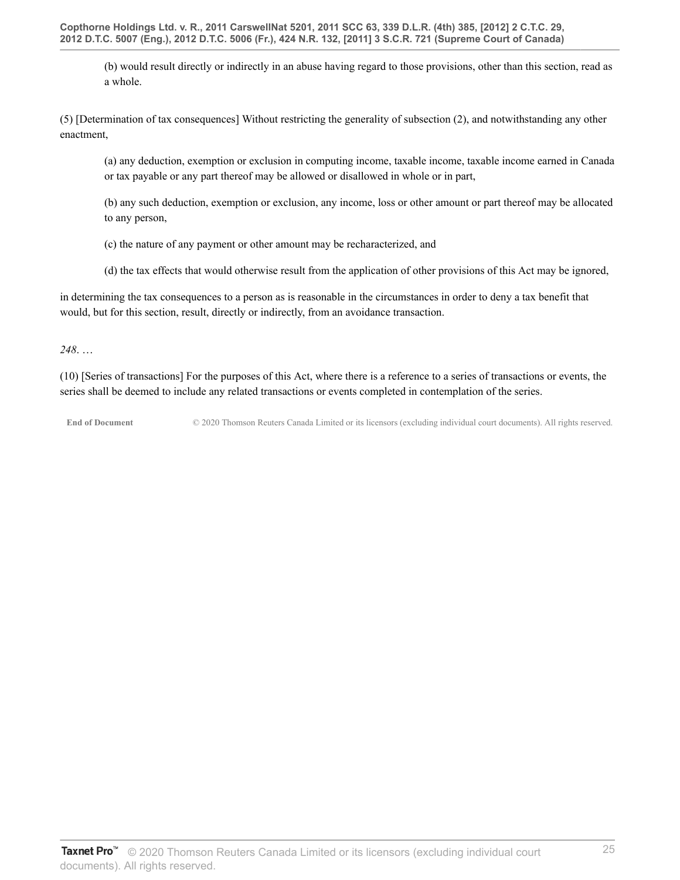(b) would result directly or indirectly in an abuse having regard to those provisions, other than this section, read as a whole.

(5) [Determination of tax consequences] Without restricting the generality of subsection (2), and notwithstanding any other enactment,

(a) any deduction, exemption or exclusion in computing income, taxable income, taxable income earned in Canada or tax payable or any part thereof may be allowed or disallowed in whole or in part,

(b) any such deduction, exemption or exclusion, any income, loss or other amount or part thereof may be allocated to any person,

(c) the nature of any payment or other amount may be recharacterized, and

(d) the tax effects that would otherwise result from the application of other provisions of this Act may be ignored,

in determining the tax consequences to a person as is reasonable in the circumstances in order to deny a tax benefit that would, but for this section, result, directly or indirectly, from an avoidance transaction.

*248*. …

(10) [Series of transactions] For the purposes of this Act, where there is a reference to a series of transactions or events, the series shall be deemed to include any related transactions or events completed in contemplation of the series.

**End of Document** © 2020 Thomson Reuters Canada Limited or its licensors (excluding individual court documents). All rights reserved.